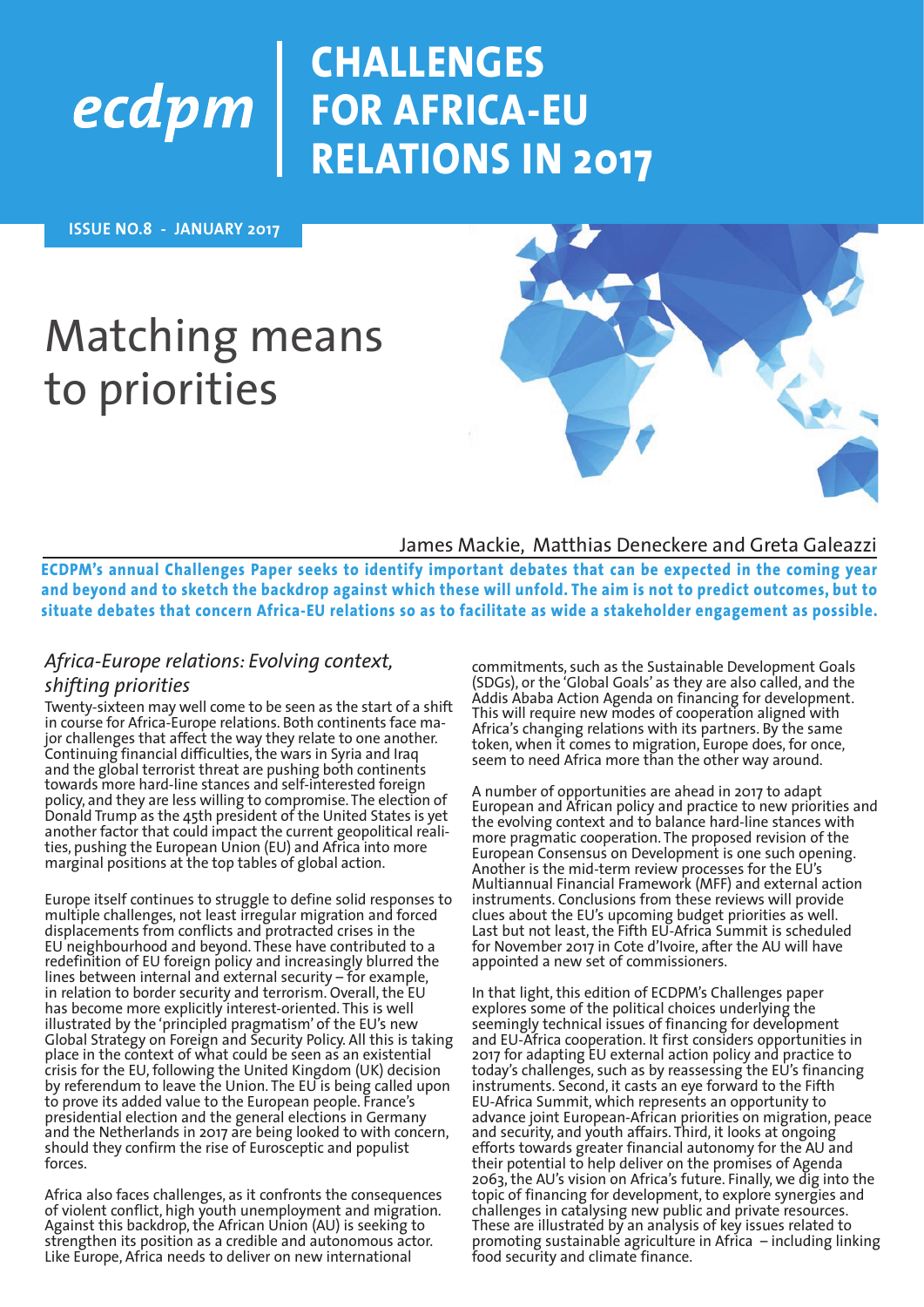ecdpm

# CHALLENGES FOR AFRICA-EU RELATIONS IN 2017

**ISSUE NO.8 - JANUARY 2017**

# Matching means to priorities

James Mackie, Matthias Deneckere and Greta Galeazzi

**ECDPM's annual Challenges Paper seeks to identify important debates that can be expected in the coming year and beyond and to sketch the backdrop against which these will unfold. The aim is not to predict outcomes, but to situate debates that concern Africa-EU relations so as to facilitate as wide a stakeholder engagement as possible.**

## *Africa-Europe relations: Evolving context, shifting priorities*

Twenty-sixteen may well come to be seen as the start of a shift in course for Africa-Europe relations. Both continents face major challenges that affect the way they relate to one another. Continuing financial difficulties, the wars in Syria and Iraq and the global terrorist threat are pushing both continents towards more hard-line stances and self-interested foreign policy, and they are less willing to compromise. The election of Donald Trump as the 45th president of the United States is yet another factor that could impact the current geopolitical realities, pushing the European Union (EU) and Africa into more marginal positions at the top tables of global action.

Europe itself continues to struggle to define solid responses to multiple challenges, not least irregular migration and forced displacements from conflicts and protracted crises in the EU neighbourhood and beyond. These have contributed to a redefinition of EU foreign policy and increasingly blurred the lines between internal and external security – for example, in relation to border security and terrorism. Overall, the EU has become more explicitly interest-oriented. This is well illustrated by the 'principled pragmatism' of the EU's new Global Strategy on Foreign and Security Policy. All this is taking place in the context of what could be seen as an existential crisis for the EU, following the United Kingdom (UK) decision by referendum to leave the Union. The EU is being called upon to prove its added value to the European people. France's presidential election and the general elections in Germany and the Netherlands in 2017 are being looked to with concern, should they confirm the rise of Eurosceptic and populist forces.

Africa also faces challenges, as it confronts the consequences of violent conflict, high youth unemployment and migration. Against this backdrop, the African Union (AU) is seeking to strengthen its position as a credible and autonomous actor. Like Europe, Africa needs to deliver on new international commitments, such as the Sustainable Development Goals (SDGs), or the 'Global Goals' as they are also called, and the Addis Ababa Action Agenda on financing for development. This will require new modes of cooperation aligned with Africa's changing relations with its partners. By the same token, when it comes to migration, Europe does, for once, seem to need Africa more than the other way around.

A number of opportunities are ahead in 2017 to adapt European and African policy and practice to new priorities and the evolving context and to balance hard-line stances with more pragmatic cooperation. The proposed revision of the European Consensus on Development is one such opening. Another is the mid-term review processes for the EU's Multiannual Financial Framework (MFF) and external action instruments. Conclusions from these reviews will provide clues about the EU's upcoming budget priorities as well. Last but not least, the Fifth EU-Africa Summit is scheduled for November 2017 in Cote d'Ivoire, after the AU will have appointed a new set of commissioners.

In that light, this edition of ECDPM's Challenges paper explores some of the political choices underlying the seemingly technical issues of financing for development and EU-Africa cooperation. It first considers opportunities in 2017 for adapting EU external action policy and practice to today's challenges, such as by reassessing the EU's financing instruments. Second, it casts an eye forward to the Fifth EU-Africa Summit, which represents an opportunity to advance joint European-African priorities on migration, peace and security, and youth affairs. Third, it looks at ongoing efforts towards greater financial autonomy for the AU and their potential to help deliver on the promises of Agenda 2063, the AU's vision on Africa's future. Finally, we dig into the topic of financing for development, to explore synergies and challenges in catalysing new public and private resources. These are illustrated by an analysis of key issues related to promoting sustainable agriculture in Africa – including linking food security and climate finance.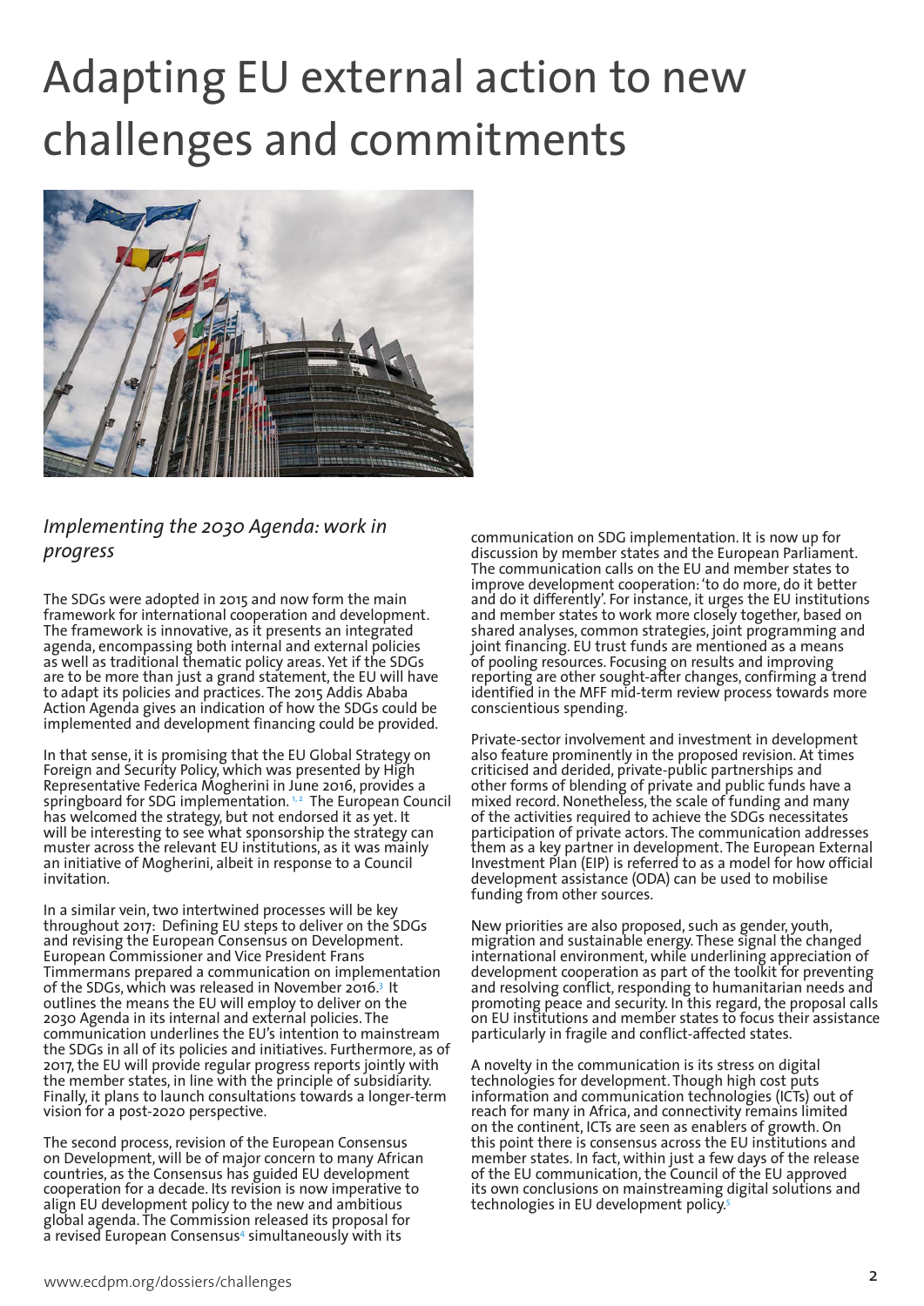# Adapting EU external action to new challenges and commitments

## *Implementing the 2030 Agenda: work in progress*

The SDGs were adopted in 2015 and now form the main framework for international cooperation and development. The framework is innovative, as it presents an integrated agenda, encompassing both internal and external policies as well as traditional thematic policy areas. Yet if the SDGs are to be more than just a grand statement, the EU will have to adapt its policies and practices. The 2015 Addis Ababa Action Agenda gives an indication of how the SDGs could be implemented and development financing could be provided.

In that sense, it is promising that the EU Global Strategy on Foreign and Security Policy, which was presented by High Representative Federica Mogherini in June 2016, provides a springboard for SDG implementation.[1,2] The European Council has welcomed the strategy, but not endorsed it as yet. It will be interesting to see what sponsorship the strategy can muster across the relevant EU institutions, as it was mainly an initiative of Mogherini, albeit in response to a Council invitation.

In a similar vein, two intertwined processes will be key throughout 2017: Defining EU steps to deliver on the SDGs and revising the European Consensus on Development. European Commissioner and Vice President Frans Timmermans prepared a communication on implementation of the SDGs, which was released in November 2016.[3] It outlines the means the EU will employ to deliver on the 2030 Agenda in its internal and external policies. The communication underlines the EU's intention to mainstream the SDGs in all of its policies and initiatives. Furthermore, as of 2017, the EU will provide regular progress reports jointly with the member states, in line with the principle of subsidiarity. Finally, it plans to launch consultations towards a longer-term vision for a post-2020 perspective.

The second process, revision of the European Consensus on Development, will be of major concern to many African countries, as the Consensus has guided EU development cooperation for a decade. Its revision is now imperative to align EU development policy to the new and ambitious global agenda. The Commission released its proposal for a revised European Consensus[4] simultaneously with its communication on SDG implementation. It is now up for discussion by member states and the European Parliament. The communication calls on the EU and member states to improve development cooperation: 'to do more, do it better and do it differently'. For instance, it urges the EU institutions and member states to work more closely together, based on shared analyses, common strategies, joint programming and joint financing. EU trust funds are mentioned as a means of pooling resources. Focusing on results and improving reporting are other sought-after changes, confirming a trend identified in the MFF mid-term review process towards more conscientious spending.

Private-sector involvement and investment in development also feature prominently in the proposed revision. At times criticised and derided, private-public partnerships and other forms of blending of private and public funds have a mixed record. Nonetheless, the scale of funding and many of the activities required to achieve the SDGs necessitates participation of private actors. The communication addresses them as a key partner in development. The European External Investment Plan (EIP) is referred to as a model for how official development assistance (ODA) can be used to mobilise funding from other sources.

New priorities are also proposed, such as gender, youth, migration and sustainable energy. These signal the changed international environment, while underlining appreciation of development cooperation as part of the toolkit for preventing and resolving conflict, responding to humanitarian needs and promoting peace and security. In this regard, the proposal calls on EU institutions and member states to focus their assistance particularly in fragile and conflict-affected states.

A novelty in the communication is its stress on digital technologies for development. Though high cost puts information and communication technologies (ICTs) out of reach for many in Africa, and connectivity remains limited on the continent, ICTs are seen as enablers of growth. On this point there is consensus across the EU institutions and member states. In fact, within just a few days of the release of the EU communication, the Council of the EU approved its own conclusions on mainstreaming digital solutions and technologies in EU development policy.[5]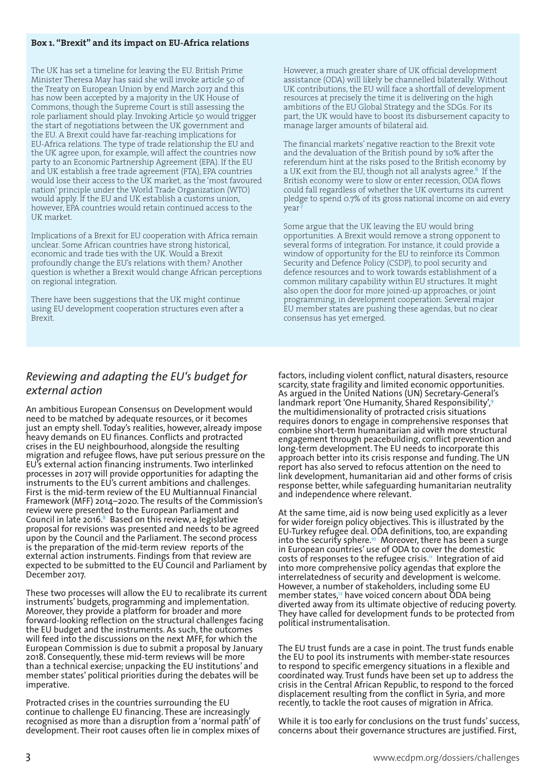**Box 1. "Brexit" and its impact on EU-Africa relations**

The UK has set a timeline for leaving the EU. British Prime Minister Theresa May has said she will invoke article 50 of the Treaty on European Union by end March 2017 and this has now been accepted by a majority in the UK House of Commons, though the Supreme Court is still assessing the role parliament should play. Invoking Article 50 would trigger the start of negotiations between the UK government and the EU. A Brexit could have far-reaching implications for EU-Africa relations. The type of trade relationship the EU and the UK agree upon, for example, will affect the countries now party to an Economic Partnership Agreement (EPA). If the EU and UK establish a free trade agreement (FTA), EPA countries would lose their access to the UK market, as the 'most favoured nation' principle under the World Trade Organization (WTO) would apply. If the EU and UK establish a customs union, however, EPA countries would retain continued access to the UK market.

Implications of a Brexit for EU cooperation with Africa remain unclear. Some African countries have strong historical, economic and trade ties with the UK. Would a Brexit profoundly change the EU's relations with them? Another question is whether a Brexit would change African perceptions on regional integration.

There have been suggestions that the UK might continue using EU development cooperation structures even after a Brexit.

However, a much greater share of UK official development assistance (ODA) will likely be channelled bilaterally. Without UK contributions, the EU will face a shortfall of development resources at precisely the time it is delivering on the high ambitions of the EU Global Strategy and the SDGs. For its part, the UK would have to boost its disbursement capacity to manage larger amounts of bilateral aid.

The financial markets' negative reaction to the Brexit vote and the devaluation of the British pound by 10% after the referendum hint at the risks posed to the British economy by a UK exit from the EU, though not all analysts agree.[6] If the British economy were to slow or enter recession, ODA flows could fall regardless of whether the UK overturns its current pledge to spend 0.7% of its gross national income on aid every year[7]

Some argue that the UK leaving the EU would bring opportunities. A Brexit would remove a strong opponent to several forms of integration. For instance, it could provide a window of opportunity for the EU to reinforce its Common Security and Defence Policy (CSDP), to pool security and defence resources and to work towards establishment of a common military capability within EU structures. It might also open the door for more joined-up approaches, or joint programming, in development cooperation. Several major EU member states are pushing these agendas, but no clear consensus has yet emerged.

## *Reviewing and adapting the EU's budget for external action*

An ambitious European Consensus on Development would need to be matched by adequate resources, or it becomes just an empty shell. Today's realities, however, already impose heavy demands on EU finances. Conflicts and protracted crises in the EU neighbourhood, alongside the resulting migration and refugee flows, have put serious pressure on the EU's external action financing instruments. Two interlinked processes in 2017 will provide opportunities for adapting the instruments to the EU's current ambitions and challenges. First is the mid-term review of the EU Multiannual Financial Framework (MFF) 2014–2020. The results of the Commission's review were presented to the European Parliament and Council in late 2016.[8] Based on this review, a legislative proposal for revisions was presented and needs to be agreed upon by the Council and the Parliament. The second process is the preparation of the mid-term review reports of the external action instruments. Findings from that review are expected to be submitted to the EU Council and Parliament by December 2017.

These two processes will allow the EU to recalibrate its current instruments' budgets, programming and implementation. Moreover, they provide a platform for broader and more forward-looking reflection on the structural challenges facing the EU budget and the instruments. As such, the outcomes will feed into the discussions on the next MFF, for which the European Commission is due to submit a proposal by January 2018. Consequently, these mid-term reviews will be more than a technical exercise; unpacking the EU institutions' and member states' political priorities during the debates will be imperative.

Protracted crises in the countries surrounding the EU continue to challenge EU financing. These are increasingly recognised as more than a disruption from a 'normal path' of development. Their root causes often lie in complex mixes of factors, including violent conflict, natural disasters, resource scarcity, state fragility and limited economic opportunities. As argued in the United Nations (UN) Secretary-General's landmark report 'One Humanity, Shared Responsibility',[9] the multidimensionality of protracted crisis situations requires donors to engage in comprehensive responses that combine short-term humanitarian aid with more structural engagement through peacebuilding, conflict prevention and long-term development. The EU needs to incorporate this approach better into its crisis response and funding. The UN report has also served to refocus attention on the need to link development, humanitarian aid and other forms of crisis response better, while safeguarding humanitarian neutrality and independence where relevant.

At the same time, aid is now being used explicitly as a lever for wider foreign policy objectives. This is illustrated by the EU-Turkey refugee deal. ODA definitions, too, are expanding into the security sphere.[10] Moreover, there has been a surge in European countries' use of ODA to cover the domestic costs of responses to the refugee crisis.[11] Integration of aid into more comprehensive policy agendas that explore the interrelatedness of security and development is welcome. However, a number of stakeholders, including some EU member states,[12] have voiced concern about ODA being diverted away from its ultimate objective of reducing poverty. They have called for development funds to be protected from political instrumentalisation.

The EU trust funds are a case in point. The trust funds enable the EU to pool its instruments with member-state resources to respond to specific emergency situations in a flexible and coordinated way. Trust funds have been set up to address the crisis in the Central African Republic, to respond to the forced displacement resulting from the conflict in Syria, and more recently, to tackle the root causes of migration in Africa.

While it is too early for conclusions on the trust funds' success, concerns about their governance structures are justified. First,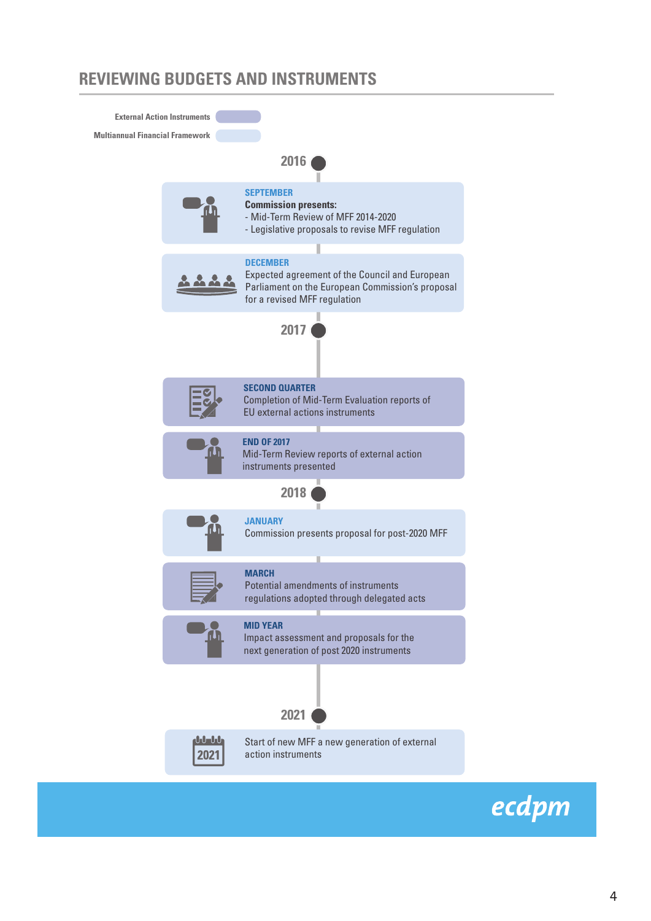## REVIEWING BUDGETS AND INSTRUMENTS

External Action Instruments

Multiannual Financial Framework

### 2016

**SEPTEMBER**
**Commission presents:**
- Mid-Term Review of MFF 2014-2020
- Legislative proposals to revise MFF regulation

**DECEMBER**
Expected agreement of the Council and European Parliament on the European Commission's proposal for a revised MFF regulation

### 2017

**SECOND QUARTER**
Completion of Mid-Term Evaluation reports of EU external actions instruments

**END OF 2017**
Mid-Term Review reports of external action instruments presented

### 2018

**JANUARY**
Commission presents proposal for post-2020 MFF

**MARCH**
Potential amendments of instruments regulations adopted through delegated acts

**MID YEAR**
Impact assessment and proposals for the next generation of post 2020 instruments

### 2021

Start of new MFF a new generation of external action instruments

ecdpm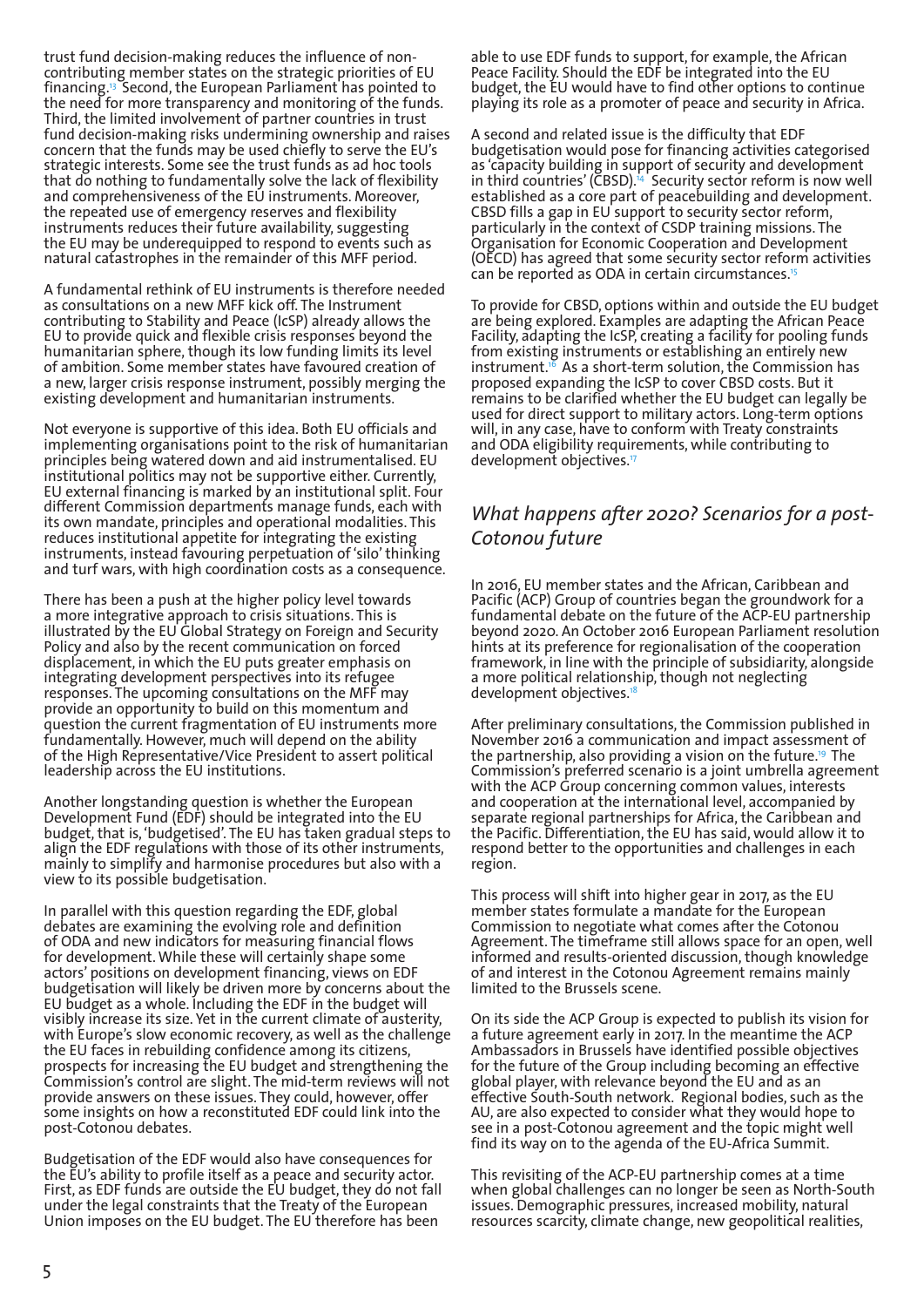trust fund decision-making reduces the influence of non-contributing member states on the strategic priorities of EU financing.[13] Second, the European Parliament has pointed to the need for more transparency and monitoring of the funds. Third, the limited involvement of partner countries in trust fund decision-making risks undermining ownership and raises concern that the funds may be used chiefly to serve the EU's strategic interests. Some see the trust funds as ad hoc tools that do nothing to fundamentally solve the lack of flexibility and comprehensiveness of the EU instruments. Moreover, the repeated use of emergency reserves and flexibility instruments reduces their future availability, suggesting the EU may be underequipped to respond to events such as natural catastrophes in the remainder of this MFF period.

A fundamental rethink of EU instruments is therefore needed as consultations on a new MFF kick off. The Instrument contributing to Stability and Peace (IcSP) already allows the EU to provide quick and flexible crisis responses beyond the humanitarian sphere, though its low funding limits its level of ambition. Some member states have favoured creation of a new, larger crisis response instrument, possibly merging the existing development and humanitarian instruments.

Not everyone is supportive of this idea. Both EU officials and implementing organisations point to the risk of humanitarian principles being watered down and aid instrumentalised. EU institutional politics may not be supportive either. Currently, EU external financing is marked by an institutional split. Four different Commission departments manage funds, each with its own mandate, principles and operational modalities. This reduces institutional appetite for integrating the existing instruments, instead favouring perpetuation of 'silo' thinking and turf wars, with high coordination costs as a consequence.

There has been a push at the higher policy level towards a more integrative approach to crisis situations. This is illustrated by the EU Global Strategy on Foreign and Security Policy and also by the recent communication on forced displacement, in which the EU puts greater emphasis on integrating development perspectives into its refugee responses. The upcoming consultations on the MFF may provide an opportunity to build on this momentum and question the current fragmentation of EU instruments more fundamentally. However, much will depend on the ability of the High Representative/Vice President to assert political leadership across the EU institutions.

Another longstanding question is whether the European Development Fund (EDF) should be integrated into the EU budget, that is, 'budgetised'. The EU has taken gradual steps to align the EDF regulations with those of its other instruments, mainly to simplify and harmonise procedures but also with a view to its possible budgetisation.

In parallel with this question regarding the EDF, global debates are examining the evolving role and definition of ODA and new indicators for measuring financial flows for development. While these will certainly shape some actors' positions on development financing, views on EDF budgetisation will likely be driven more by concerns about the EU budget as a whole. Including the EDF in the budget will visibly increase its size. Yet in the current climate of austerity, with Europe's slow economic recovery, as well as the challenge the EU faces in rebuilding confidence among its citizens, prospects for increasing the EU budget and strengthening the Commission's control are slight. The mid-term reviews will not provide answers on these issues. They could, however, offer some insights on how a reconstituted EDF could link into the post-Cotonou debates.

Budgetisation of the EDF would also have consequences for the EU's ability to profile itself as a peace and security actor. First, as EDF funds are outside the EU budget, they do not fall under the legal constraints that the Treaty of the European Union imposes on the EU budget. The EU therefore has been able to use EDF funds to support, for example, the African Peace Facility. Should the EDF be integrated into the EU budget, the EU would have to find other options to continue playing its role as a promoter of peace and security in Africa.

A second and related issue is the difficulty that EDF budgetisation would pose for financing activities categorised as 'capacity building in support of security and development in third countries' (CBSD).[14] Security sector reform is now well established as a core part of peacebuilding and development. CBSD fills a gap in EU support to security sector reform, particularly in the context of CSDP training missions. The Organisation for Economic Cooperation and Development (OECD) has agreed that some security sector reform activities can be reported as ODA in certain circumstances.[15]

To provide for CBSD, options within and outside the EU budget are being explored. Examples are adapting the African Peace Facility, adapting the IcSP, creating a facility for pooling funds from existing instruments or establishing an entirely new instrument.[16] As a short-term solution, the Commission has proposed expanding the IcSP to cover CBSD costs. But it remains to be clarified whether the EU budget can legally be used for direct support to military actors. Long-term options will, in any case, have to conform with Treaty constraints and ODA eligibility requirements, while contributing to development objectives.[17]

## *What happens after 2020? Scenarios for a post-Cotonou future*

In 2016, EU member states and the African, Caribbean and Pacific (ACP) Group of countries began the groundwork for a fundamental debate on the future of the ACP-EU partnership beyond 2020. An October 2016 European Parliament resolution hints at its preference for regionalisation of the cooperation framework, in line with the principle of subsidiarity, alongside a more political relationship, though not neglecting development objectives.[18]

After preliminary consultations, the Commission published in November 2016 a communication and impact assessment of the partnership, also providing a vision on the future.[19] The Commission's preferred scenario is a joint umbrella agreement with the ACP Group concerning common values, interests and cooperation at the international level, accompanied by separate regional partnerships for Africa, the Caribbean and the Pacific. Differentiation, the EU has said, would allow it to respond better to the opportunities and challenges in each region.

This process will shift into higher gear in 2017, as the EU member states formulate a mandate for the European Commission to negotiate what comes after the Cotonou Agreement. The timeframe still allows space for an open, well informed and results-oriented discussion, though knowledge of and interest in the Cotonou Agreement remains mainly limited to the Brussels scene.

On its side the ACP Group is expected to publish its vision for a future agreement early in 2017. In the meantime the ACP Ambassadors in Brussels have identified possible objectives for the future of the Group including becoming an effective global player, with relevance beyond the EU and as an effective South-South network. Regional bodies, such as the AU, are also expected to consider what they would hope to see in a post-Cotonou agreement and the topic might well find its way on to the agenda of the EU-Africa Summit.

This revisiting of the ACP-EU partnership comes at a time when global challenges can no longer be seen as North-South issues. Demographic pressures, increased mobility, natural resources scarcity, climate change, new geopolitical realities,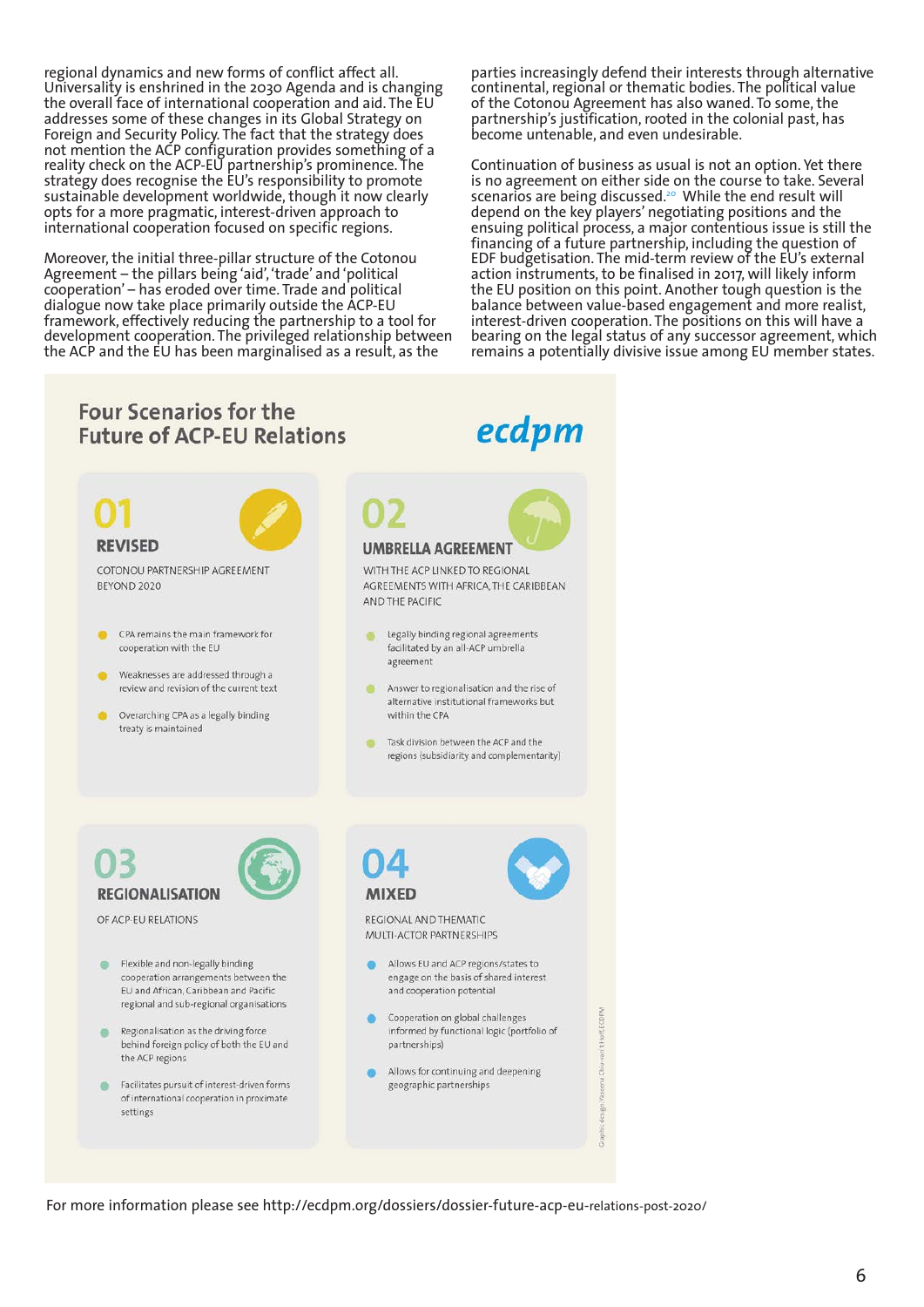regional dynamics and new forms of conflict affect all. Universality is enshrined in the 2030 Agenda and is changing the overall face of international cooperation and aid. The EU addresses some of these changes in its Global Strategy on Foreign and Security Policy. The fact that the strategy does not mention the ACP configuration provides something of a reality check on the ACP-EU partnership's prominence. The strategy does recognise the EU's responsibility to promote sustainable development worldwide, though it now clearly opts for a more pragmatic, interest-driven approach to international cooperation focused on specific regions.

Moreover, the initial three-pillar structure of the Cotonou Agreement – the pillars being 'aid', 'trade' and 'political cooperation' – has eroded over time. Trade and political dialogue now take place primarily outside the ACP-EU framework, effectively reducing the partnership to a tool for development cooperation. The privileged relationship between the ACP and the EU has been marginalised as a result, as the parties increasingly defend their interests through alternative continental, regional or thematic bodies. The political value of the Cotonou Agreement has also waned. To some, the partnership's justification, rooted in the colonial past, has become untenable, and even undesirable.

Continuation of business as usual is not an option. Yet there is no agreement on either side on the course to take. Several scenarios are being discussed.[20] While the end result will depend on the key players' negotiating positions and the ensuing political process, a major contentious issue is still the financing of a future partnership, including the question of EDF budgetisation. The mid-term review of the EU's external action instruments, to be finalised in 2017, will likely inform the EU position on this point. Another tough question is the balance between value-based engagement and more realist, interest-driven cooperation. The positions on this will have a bearing on the legal status of any successor agreement, which remains a potentially divisive issue among EU member states.

## Four Scenarios for the Future of ACP-EU Relations

ecdpm

### 01 REVISED

COTONOU PARTNERSHIP AGREEMENT BEYOND 2020

- CPA remains the main framework for cooperation with the EU
- Weaknesses are addressed through a review and revision of the current text
- Overarching CPA as a legally binding treaty is maintained

### 02 UMBRELLA AGREEMENT

WITH THE ACP LINKED TO REGIONAL AGREEMENTS WITH AFRICA, THE CARIBBEAN AND THE PACIFIC

- Legally binding regional agreements facilitated by an all-ACP umbrella agreement
- Answer to regionalisation and the rise of alternative institutional frameworks but within the CPA
- Task division between the ACP and the regions (subsidiarity and complementarity)

### 03 REGIONALISATION

OF ACP-EU RELATIONS

- Flexible and non-legally binding cooperation arrangements between the EU and African, Caribbean and Pacific regional and sub-regional organisations
- Regionalisation as the driving force behind foreign policy of both the EU and the ACP regions
- Facilitates pursuit of interest-driven forms of international cooperation in proximate settings

### 04 MIXED

REGIONAL AND THEMATIC MULTI-ACTOR PARTNERSHIPS

- Allows EU and ACP regions/states to engage on the basis of shared interest and cooperation potential
- Cooperation on global challenges informed by functional logic (portfolio of partnerships)
- Allows for continuing and deepening geographic partnerships

Graphic design: Yaseena Chiu-van 't Hoff, ECDPM

For more information please see http://ecdpm.org/dossiers/dossier-future-acp-eu-relations-post-2020/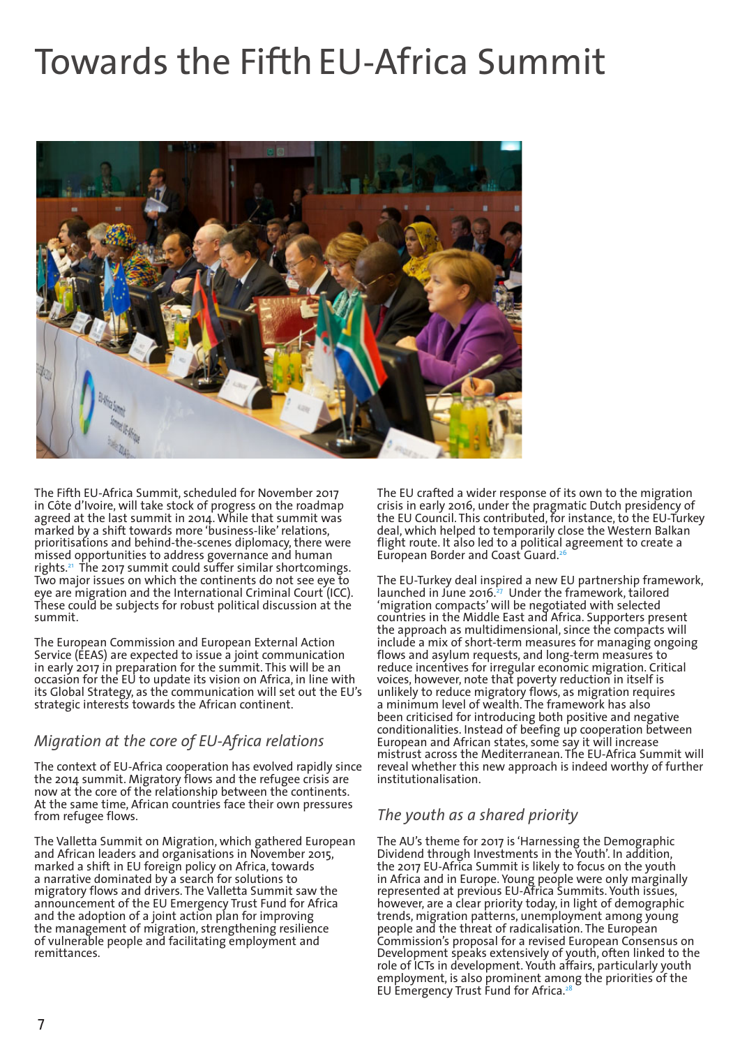# Towards the Fifth EU-Africa Summit

The Fifth EU-Africa Summit, scheduled for November 2017 in Côte d'Ivoire, will take stock of progress on the roadmap agreed at the last summit in 2014. While that summit was marked by a shift towards more 'business-like' relations, prioritisations and behind-the-scenes diplomacy, there were missed opportunities to address governance and human rights.[21] The 2017 summit could suffer similar shortcomings. Two major issues on which the continents do not see eye to eye are migration and the International Criminal Court (ICC). These could be subjects for robust political discussion at the summit.

The European Commission and European External Action Service (EEAS) are expected to issue a joint communication in early 2017 in preparation for the summit. This will be an occasion for the EU to update its vision on Africa, in line with its Global Strategy, as the communication will set out the EU's strategic interests towards the African continent.

## *Migration at the core of EU-Africa relations*

The context of EU-Africa cooperation has evolved rapidly since the 2014 summit. Migratory flows and the refugee crisis are now at the core of the relationship between the continents. At the same time, African countries face their own pressures from refugee flows.

The Valletta Summit on Migration, which gathered European and African leaders and organisations in November 2015, marked a shift in EU foreign policy on Africa, towards a narrative dominated by a search for solutions to migratory flows and drivers. The Valletta Summit saw the announcement of the EU Emergency Trust Fund for Africa and the adoption of a joint action plan for improving the management of migration, strengthening resilience of vulnerable people and facilitating employment and remittances.

The EU crafted a wider response of its own to the migration crisis in early 2016, under the pragmatic Dutch presidency of the EU Council. This contributed, for instance, to the EU-Turkey deal, which helped to temporarily close the Western Balkan flight route. It also led to a political agreement to create a European Border and Coast Guard.[26]

The EU-Turkey deal inspired a new EU partnership framework, launched in June 2016.[27] Under the framework, tailored 'migration compacts' will be negotiated with selected countries in the Middle East and Africa. Supporters present the approach as multidimensional, since the compacts will include a mix of short-term measures for managing ongoing flows and asylum requests, and long-term measures to reduce incentives for irregular economic migration. Critical voices, however, note that poverty reduction in itself is unlikely to reduce migratory flows, as migration requires a minimum level of wealth. The framework has also been criticised for introducing both positive and negative conditionalities. Instead of beefing up cooperation between European and African states, some say it will increase mistrust across the Mediterranean. The EU-Africa Summit will reveal whether this new approach is indeed worthy of further institutionalisation.

## *The youth as a shared priority*

The AU's theme for 2017 is 'Harnessing the Demographic Dividend through Investments in the Youth'. In addition, the 2017 EU-Africa Summit is likely to focus on the youth in Africa and in Europe. Young people were only marginally represented at previous EU-Africa Summits. Youth issues, however, are a clear priority today, in light of demographic trends, migration patterns, unemployment among young people and the threat of radicalisation. The European Commission's proposal for a revised European Consensus on Development speaks extensively of youth, often linked to the role of ICTs in development. Youth affairs, particularly youth employment, is also prominent among the priorities of the EU Emergency Trust Fund for Africa.[28]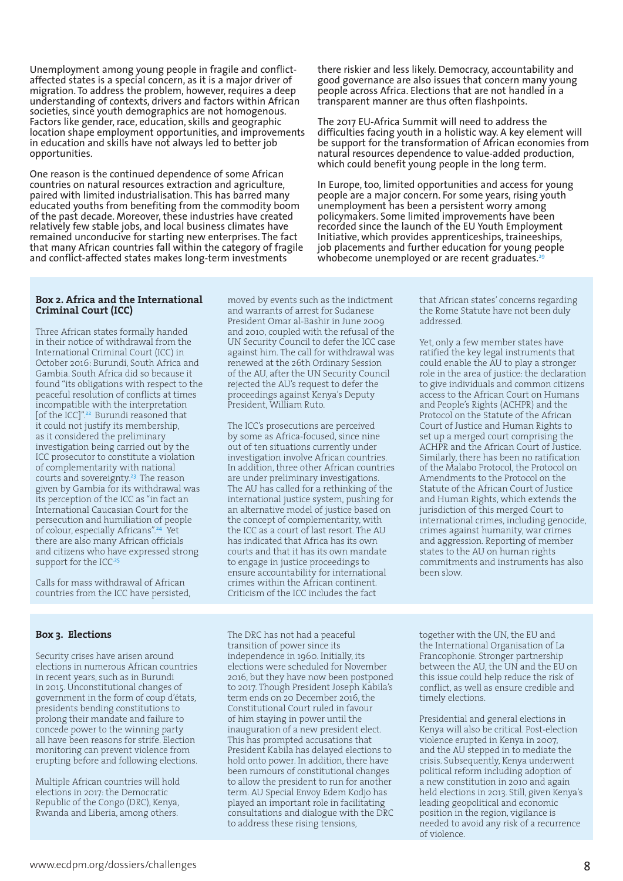Unemployment among young people in fragile and conflict-affected states is a special concern, as it is a major driver of migration. To address the problem, however, requires a deep understanding of contexts, drivers and factors within African societies, since youth demographics are not homogenous. Factors like gender, race, education, skills and geographic location shape employment opportunities, and improvements in education and skills have not always led to better job opportunities.

One reason is the continued dependence of some African countries on natural resources extraction and agriculture, paired with limited industrialisation. This has barred many educated youths from benefiting from the commodity boom of the past decade. Moreover, these industries have created relatively few stable jobs, and local business climates have remained unconducive for starting new enterprises. The fact that many African countries fall within the category of fragile and conflict-affected states makes long-term investments there riskier and less likely. Democracy, accountability and good governance are also issues that concern many young people across Africa. Elections that are not handled in a transparent manner are thus often flashpoints.

The 2017 EU-Africa Summit will need to address the difficulties facing youth in a holistic way. A key element will be support for the transformation of African economies from natural resources dependence to value-added production, which could benefit young people in the long term.

In Europe, too, limited opportunities and access for young people are a major concern. For some years, rising youth unemployment has been a persistent worry among policymakers. Some limited improvements have been recorded since the launch of the EU Youth Employment Initiative, which provides apprenticeships, traineeships, job placements and further education for young people whobecome unemployed or are recent graduates.[29]

### Box 2. Africa and the International Criminal Court (ICC)

Three African states formally handed in their notice of withdrawal from the International Criminal Court (ICC) in October 2016: Burundi, South Africa and Gambia. South Africa did so because it found "its obligations with respect to the peaceful resolution of conflicts at times incompatible with the interpretation [of the ICC]".[22] Burundi reasoned that it could not justify its membership, as it considered the preliminary investigation being carried out by the ICC prosecutor to constitute a violation of complementarity with national courts and sovereignty.[23] The reason given by Gambia for its withdrawal was its perception of the ICC as "in fact an International Caucasian Court for the persecution and humiliation of people of colour, especially Africans".[24] Yet there are also many African officials and citizens who have expressed strong support for the ICC.[25]

Calls for mass withdrawal of African countries from the ICC have persisted, moved by events such as the indictment and warrants of arrest for Sudanese President Omar al-Bashir in June 2009 and 2010, coupled with the refusal of the UN Security Council to defer the ICC case against him. The call for withdrawal was renewed at the 26th Ordinary Session of the AU, after the UN Security Council rejected the AU's request to defer the proceedings against Kenya's Deputy President, William Ruto.

The ICC's prosecutions are perceived by some as Africa-focused, since nine out of ten situations currently under investigation involve African countries. In addition, three other African countries are under preliminary investigations. The AU has called for a rethinking of the international justice system, pushing for an alternative model of justice based on the concept of complementarity, with the ICC as a court of last resort. The AU has indicated that Africa has its own courts and that it has its own mandate to engage in justice proceedings to ensure accountability for international crimes within the African continent. Criticism of the ICC includes the fact that African states' concerns regarding the Rome Statute have not been duly addressed.

Yet, only a few member states have ratified the key legal instruments that could enable the AU to play a stronger role in the area of justice: the declaration to give individuals and common citizens access to the African Court on Humans and People's Rights (ACHPR) and the Protocol on the Statute of the African Court of Justice and Human Rights to set up a merged court comprising the ACHPR and the African Court of Justice. Similarly, there has been no ratification of the Malabo Protocol, the Protocol on Amendments to the Protocol on the Statute of the African Court of Justice and Human Rights, which extends the jurisdiction of this merged Court to international crimes, including genocide, crimes against humanity, war crimes and aggression. Reporting of member states to the AU on human rights commitments and instruments has also been slow.

### Box 3. Elections

Security crises have arisen around elections in numerous African countries in recent years, such as in Burundi in 2015. Unconstitutional changes of government in the form of coup d'états, presidents bending constitutions to prolong their mandate and failure to concede power to the winning party all have been reasons for strife. Election monitoring can prevent violence from erupting before and following elections.

Multiple African countries will hold elections in 2017: the Democratic Republic of the Congo (DRC), Kenya, Rwanda and Liberia, among others.

The DRC has not had a peaceful transition of power since its independence in 1960. Initially, its elections were scheduled for November 2016, but they have now been postponed to 2017. Though President Joseph Kabila's term ends on 20 December 2016, the Constitutional Court has ruled in favour of him staying in power until the inauguration of a new president elect. This has prompted accusations that President Kabila has delayed elections to hold onto power. In addition, there have been rumours of constitutional changes to allow the president to run for another term. AU Special Envoy Edem Kodjo has played an important role in facilitating consultations and dialogue with the DRC to address these rising tensions, together with the UN, the EU and the International Organisation of La Francophonie. Stronger partnership between the AU, the UN and the EU on this issue could help reduce the risk of conflict, as well as ensure credible and timely elections.

Presidential and general elections in Kenya will also be critical. Post-election violence erupted in Kenya in 2007, and the AU stepped in to mediate the crisis. Subsequently, Kenya underwent political reform including adoption of a new constitution in 2010 and again held elections in 2013. Still, given Kenya's leading geopolitical and economic position in the region, vigilance is needed to avoid any risk of a recurrence of violence.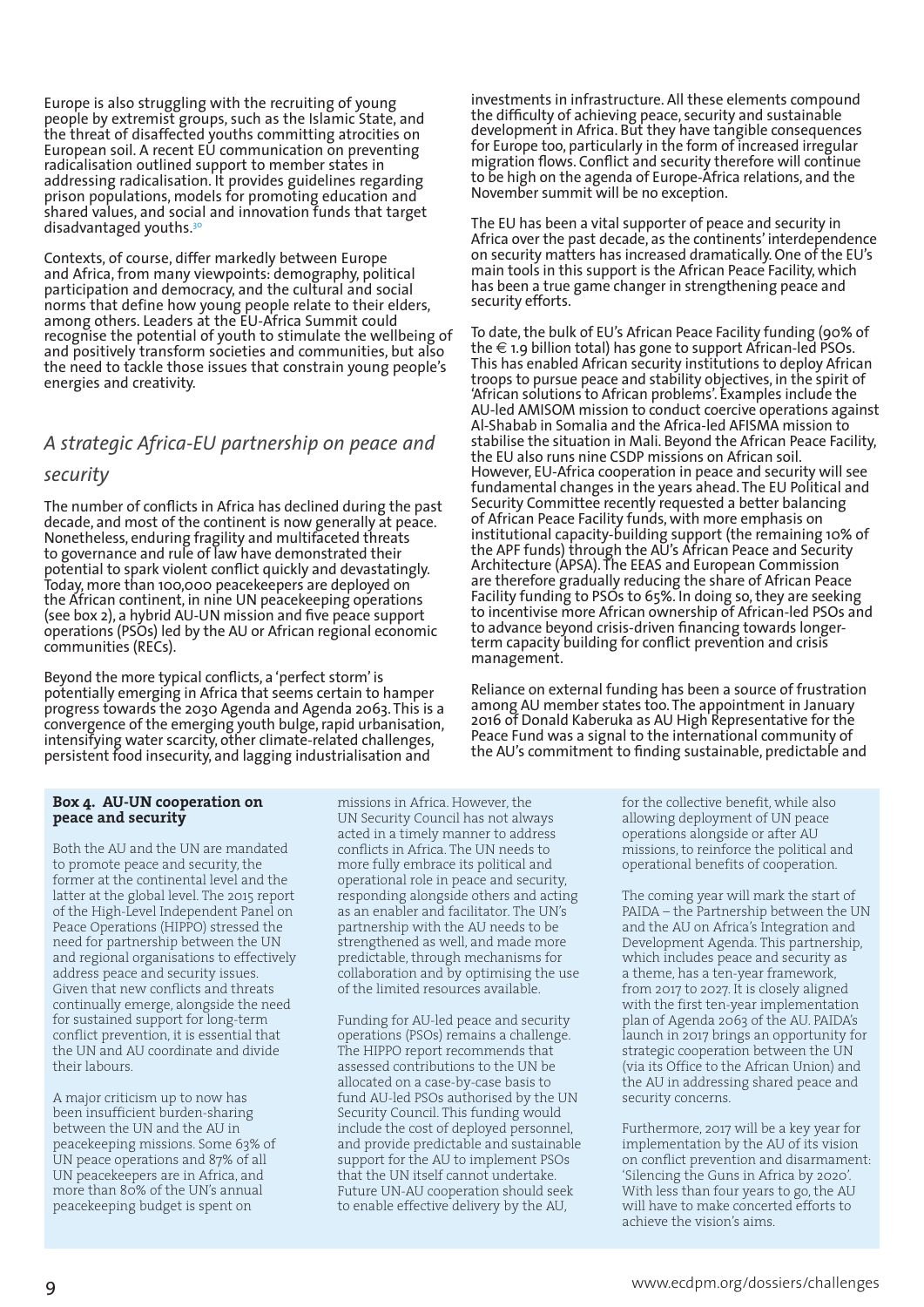Europe is also struggling with the recruiting of young people by extremist groups, such as the Islamic State, and the threat of disaffected youths committing atrocities on European soil. A recent EU communication on preventing radicalisation outlined support to member states in addressing radicalisation. It provides guidelines regarding prison populations, models for promoting education and shared values, and social and innovation funds that target disadvantaged youths.[30]

Contexts, of course, differ markedly between Europe and Africa, from many viewpoints: demography, political participation and democracy, and the cultural and social norms that define how young people relate to their elders, among others. Leaders at the EU-Africa Summit could recognise the potential of youth to stimulate the wellbeing of and positively transform societies and communities, but also the need to tackle those issues that constrain young people's energies and creativity.

## *A strategic Africa-EU partnership on peace and security*

The number of conflicts in Africa has declined during the past decade, and most of the continent is now generally at peace. Nonetheless, enduring fragility and multifaceted threats to governance and rule of law have demonstrated their potential to spark violent conflict quickly and devastatingly. Today, more than 100,000 peacekeepers are deployed on the African continent, in nine UN peacekeeping operations (see box 2), a hybrid AU-UN mission and five peace support operations (PSOs) led by the AU or African regional economic communities (RECs).

Beyond the more typical conflicts, a 'perfect storm' is potentially emerging in Africa that seems certain to hamper progress towards the 2030 Agenda and Agenda 2063. This is a convergence of the emerging youth bulge, rapid urbanisation, intensifying water scarcity, other climate-related challenges, persistent food insecurity, and lagging industrialisation and investments in infrastructure. All these elements compound the difficulty of achieving peace, security and sustainable development in Africa. But they have tangible consequences for Europe too, particularly in the form of increased irregular migration flows. Conflict and security therefore will continue to be high on the agenda of Europe-Africa relations, and the November summit will be no exception.

The EU has been a vital supporter of peace and security in Africa over the past decade, as the continents' interdependence on security matters has increased dramatically. One of the EU's main tools in this support is the African Peace Facility, which has been a true game changer in strengthening peace and security efforts.

To date, the bulk of EU's African Peace Facility funding (90% of the € 1.9 billion total) has gone to support African-led PSOs. This has enabled African security institutions to deploy African troops to pursue peace and stability objectives, in the spirit of 'African solutions to African problems'. Examples include the AU-led AMISOM mission to conduct coercive operations against Al-Shabab in Somalia and the Africa-led AFISMA mission to stabilise the situation in Mali. Beyond the African Peace Facility, the EU also runs nine CSDP missions on African soil. However, EU-Africa cooperation in peace and security will see fundamental changes in the years ahead. The EU Political and Security Committee recently requested a better balancing of African Peace Facility funds, with more emphasis on institutional capacity-building support (the remaining 10% of the APF funds) through the AU's African Peace and Security Architecture (APSA). The EEAS and European Commission are therefore gradually reducing the share of African Peace Facility funding to PSOs to 65%. In doing so, they are seeking to incentivise more African ownership of African-led PSOs and to advance beyond crisis-driven financing towards longer-term capacity building for conflict prevention and crisis management.

Reliance on external funding has been a source of frustration among AU member states too. The appointment in January 2016 of Donald Kaberuka as AU High Representative for the Peace Fund was a signal to the international community of the AU's commitment to finding sustainable, predictable and

### Box 4. AU-UN cooperation on peace and security

Both the AU and the UN are mandated to promote peace and security, the former at the continental level and the latter at the global level. The 2015 report of the High-Level Independent Panel on Peace Operations (HIPPO) stressed the need for partnership between the UN and regional organisations to effectively address peace and security issues. Given that new conflicts and threats continually emerge, alongside the need for sustained support for long-term conflict prevention, it is essential that the UN and AU coordinate and divide their labours.

A major criticism up to now has been insufficient burden-sharing between the UN and the AU in peacekeeping missions. Some 63% of UN peace operations and 87% of all UN peacekeepers are in Africa, and more than 80% of the UN's annual peacekeeping budget is spent on missions in Africa. However, the UN Security Council has not always acted in a timely manner to address conflicts in Africa. The UN needs to more fully embrace its political and operational role in peace and security, responding alongside others and acting as an enabler and facilitator. The UN's partnership with the AU needs to be strengthened as well, and made more predictable, through mechanisms for collaboration and by optimising the use of the limited resources available.

Funding for AU-led peace and security operations (PSOs) remains a challenge. The HIPPO report recommends that assessed contributions to the UN be allocated on a case-by-case basis to fund AU-led PSOs authorised by the UN Security Council. This funding would include the cost of deployed personnel, and provide predictable and sustainable support for the AU to implement PSOs that the UN itself cannot undertake. Future UN-AU cooperation should seek to enable effective delivery by the AU, for the collective benefit, while also allowing deployment of UN peace operations alongside or after AU missions, to reinforce the political and operational benefits of cooperation.

The coming year will mark the start of PAIDA – the Partnership between the UN and the AU on Africa's Integration and Development Agenda. This partnership, which includes peace and security as a theme, has a ten-year framework, from 2017 to 2027. It is closely aligned with the first ten-year implementation plan of Agenda 2063 of the AU. PAIDA's launch in 2017 brings an opportunity for strategic cooperation between the UN (via its Office to the African Union) and the AU in addressing shared peace and security concerns.

Furthermore, 2017 will be a key year for implementation by the AU of its vision on conflict prevention and disarmament: 'Silencing the Guns in Africa by 2020'. With less than four years to go, the AU will have to make concerted efforts to achieve the vision's aims.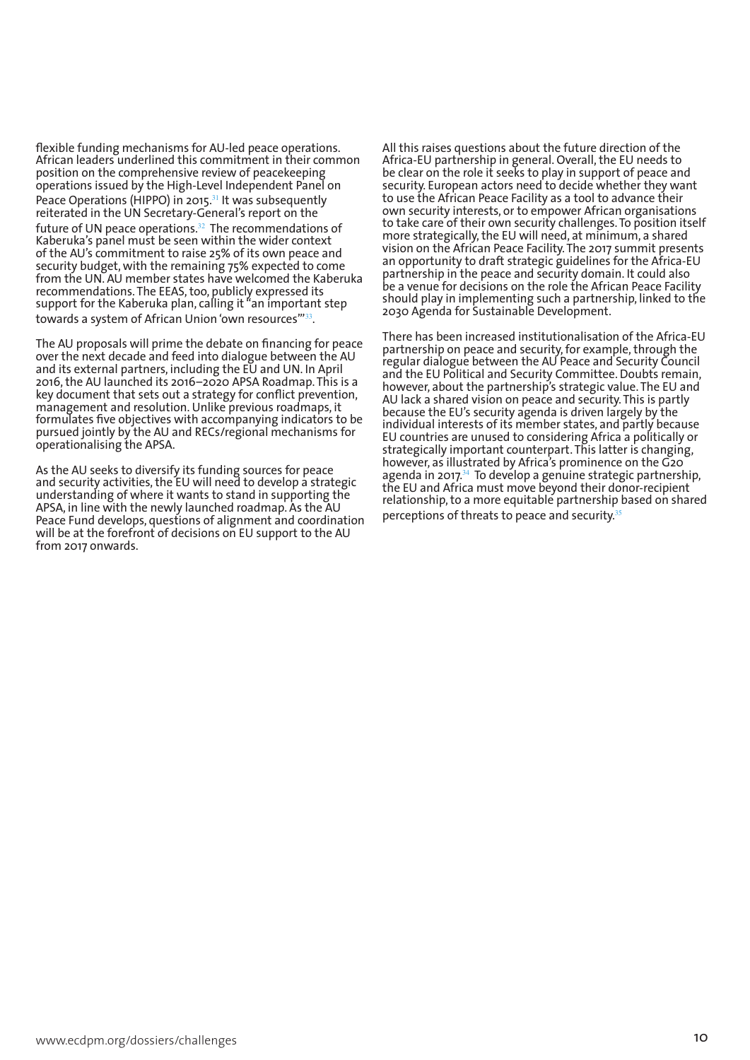flexible funding mechanisms for AU-led peace operations. African leaders underlined this commitment in their common position on the comprehensive review of peacekeeping operations issued by the High-Level Independent Panel on Peace Operations (HIPPO) in 2015.[31] It was subsequently reiterated in the UN Secretary-General's report on the future of UN peace operations.[32] The recommendations of Kaberuka's panel must be seen within the wider context of the AU's commitment to raise 25% of its own peace and security budget, with the remaining 75% expected to come from the UN. AU member states have welcomed the Kaberuka recommendations. The EEAS, too, publicly expressed its support for the Kaberuka plan, calling it "an important step towards a system of African Union 'own resources'"[33].

The AU proposals will prime the debate on financing for peace over the next decade and feed into dialogue between the AU and its external partners, including the EU and UN. In April 2016, the AU launched its 2016–2020 APSA Roadmap. This is a key document that sets out a strategy for conflict prevention, management and resolution. Unlike previous roadmaps, it formulates five objectives with accompanying indicators to be pursued jointly by the AU and RECs/regional mechanisms for operationalising the APSA.

As the AU seeks to diversify its funding sources for peace and security activities, the EU will need to develop a strategic understanding of where it wants to stand in supporting the APSA, in line with the newly launched roadmap. As the AU Peace Fund develops, questions of alignment and coordination will be at the forefront of decisions on EU support to the AU from 2017 onwards.

All this raises questions about the future direction of the Africa-EU partnership in general. Overall, the EU needs to be clear on the role it seeks to play in support of peace and security. European actors need to decide whether they want to use the African Peace Facility as a tool to advance their own security interests, or to empower African organisations to take care of their own security challenges. To position itself more strategically, the EU will need, at minimum, a shared vision on the African Peace Facility. The 2017 summit presents an opportunity to draft strategic guidelines for the Africa-EU partnership in the peace and security domain. It could also be a venue for decisions on the role the African Peace Facility should play in implementing such a partnership, linked to the 2030 Agenda for Sustainable Development.

There has been increased institutionalisation of the Africa-EU partnership on peace and security, for example, through the regular dialogue between the AU Peace and Security Council and the EU Political and Security Committee. Doubts remain, however, about the partnership's strategic value. The EU and AU lack a shared vision on peace and security. This is partly because the EU's security agenda is driven largely by the individual interests of its member states, and partly because EU countries are unused to considering Africa a politically or strategically important counterpart. This latter is changing, however, as illustrated by Africa's prominence on the G20 agenda in 2017.[34] To develop a genuine strategic partnership, the EU and Africa must move beyond their donor-recipient relationship, to a more equitable partnership based on shared perceptions of threats to peace and security.[35]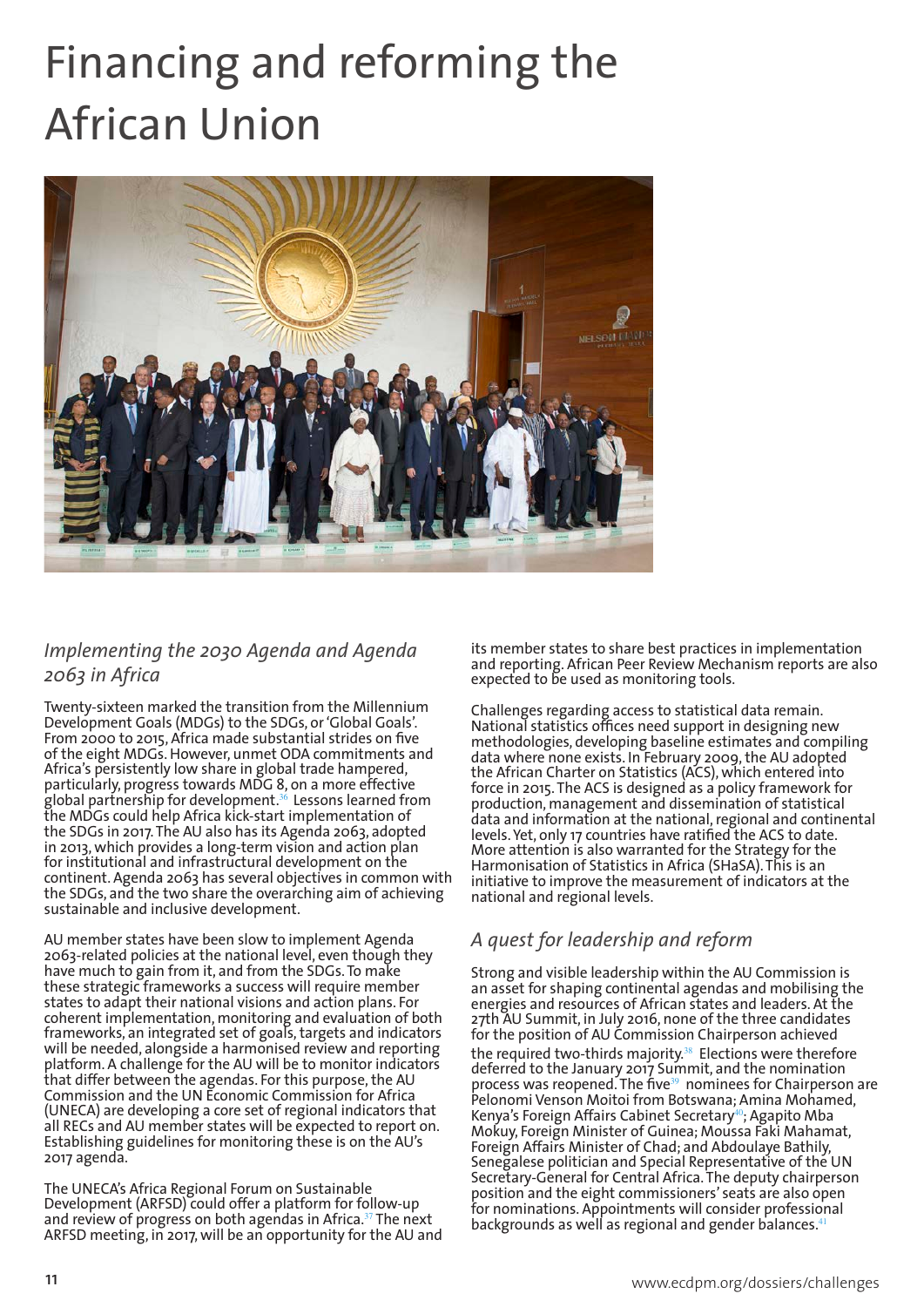# Financing and reforming the African Union

## *Implementing the 2030 Agenda and Agenda 2063 in Africa*

Twenty-sixteen marked the transition from the Millennium Development Goals (MDGs) to the SDGs, or 'Global Goals'. From 2000 to 2015, Africa made substantial strides on five of the eight MDGs. However, unmet ODA commitments and Africa's persistently low share in global trade hampered, particularly, progress towards MDG 8, on a more effective global partnership for development.[36] Lessons learned from the MDGs could help Africa kick-start implementation of the SDGs in 2017. The AU also has its Agenda 2063, adopted in 2013, which provides a long-term vision and action plan for institutional and infrastructural development on the continent. Agenda 2063 has several objectives in common with the SDGs, and the two share the overarching aim of achieving sustainable and inclusive development.

AU member states have been slow to implement Agenda 2063-related policies at the national level, even though they have much to gain from it, and from the SDGs. To make these strategic frameworks a success will require member states to adapt their national visions and action plans. For coherent implementation, monitoring and evaluation of both frameworks, an integrated set of goals, targets and indicators will be needed, alongside a harmonised review and reporting platform. A challenge for the AU will be to monitor indicators that differ between the agendas. For this purpose, the AU Commission and the UN Economic Commission for Africa (UNECA) are developing a core set of regional indicators that all RECs and AU member states will be expected to report on. Establishing guidelines for monitoring these is on the AU's 2017 agenda.

The UNECA's Africa Regional Forum on Sustainable Development (ARFSD) could offer a platform for follow-up and review of progress on both agendas in Africa.[37] The next ARFSD meeting, in 2017, will be an opportunity for the AU and its member states to share best practices in implementation and reporting. African Peer Review Mechanism reports are also expected to be used as monitoring tools.

Challenges regarding access to statistical data remain. National statistics offices need support in designing new methodologies, developing baseline estimates and compiling data where none exists. In February 2009, the AU adopted the African Charter on Statistics (ACS), which entered into force in 2015. The ACS is designed as a policy framework for production, management and dissemination of statistical data and information at the national, regional and continental levels. Yet, only 17 countries have ratified the ACS to date. More attention is also warranted for the Strategy for the Harmonisation of Statistics in Africa (SHaSA). This is an initiative to improve the measurement of indicators at the national and regional levels.

## *A quest for leadership and reform*

Strong and visible leadership within the AU Commission is an asset for shaping continental agendas and mobilising the energies and resources of African states and leaders. At the 27th AU Summit, in July 2016, none of the three candidates for the position of AU Commission Chairperson achieved the required two-thirds majority.[38] Elections were therefore deferred to the January 2017 Summit, and the nomination process was reopened. The five[39] nominees for Chairperson are Pelonomi Venson Moitoi from Botswana; Amina Mohamed, Kenya's Foreign Affairs Cabinet Secretary[40]; Agapito Mba Mokuy, Foreign Minister of Guinea; Moussa Faki Mahamat, Foreign Affairs Minister of Chad; and Abdoulaye Bathily, Senegalese politician and Special Representative of the UN Secretary-General for Central Africa. The deputy chairperson position and the eight commissioners' seats are also open for nominations. Appointments will consider professional backgrounds as well as regional and gender balances.[41]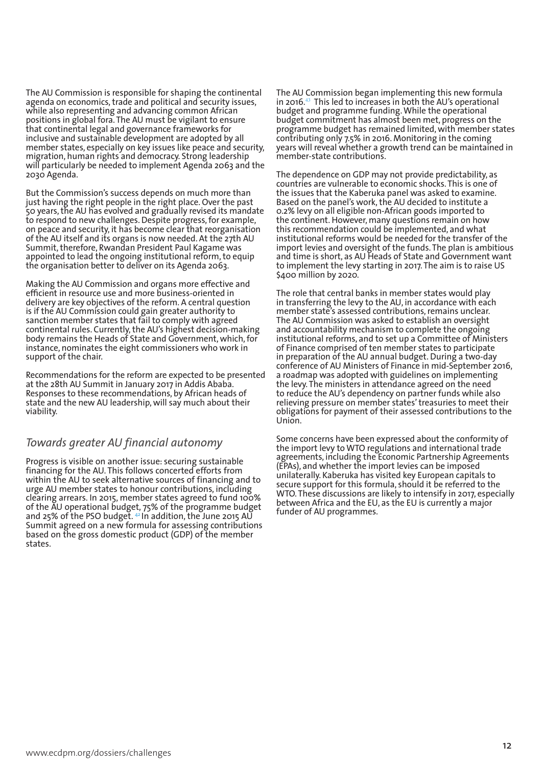The AU Commission is responsible for shaping the continental agenda on economics, trade and political and security issues, while also representing and advancing common African positions in global fora. The AU must be vigilant to ensure that continental legal and governance frameworks for inclusive and sustainable development are adopted by all member states, especially on key issues like peace and security, migration, human rights and democracy. Strong leadership will particularly be needed to implement Agenda 2063 and the 2030 Agenda.

But the Commission's success depends on much more than just having the right people in the right place. Over the past 50 years, the AU has evolved and gradually revised its mandate to respond to new challenges. Despite progress, for example, on peace and security, it has become clear that reorganisation of the AU itself and its organs is now needed. At the 27th AU Summit, therefore, Rwandan President Paul Kagame was appointed to lead the ongoing institutional reform, to equip the organisation better to deliver on its Agenda 2063.

Making the AU Commission and organs more effective and efficient in resource use and more business-oriented in delivery are key objectives of the reform. A central question is if the AU Commission could gain greater authority to sanction member states that fail to comply with agreed continental rules. Currently, the AU's highest decision-making body remains the Heads of State and Government, which, for instance, nominates the eight commissioners who work in support of the chair.

Recommendations for the reform are expected to be presented at the 28th AU Summit in January 2017 in Addis Ababa. Responses to these recommendations, by African heads of state and the new AU leadership, will say much about their viability.

## *Towards greater AU financial autonomy*

Progress is visible on another issue: securing sustainable financing for the AU. This follows concerted efforts from within the AU to seek alternative sources of financing and to urge AU member states to honour contributions, including clearing arrears. In 2015, member states agreed to fund 100% of the AU operational budget, 75% of the programme budget and 25% of the PSO budget. [42] In addition, the June 2015 AU Summit agreed on a new formula for assessing contributions based on the gross domestic product (GDP) of the member states.

The AU Commission began implementing this new formula in 2016.[43] This led to increases in both the AU's operational budget and programme funding. While the operational budget commitment has almost been met, progress on the programme budget has remained limited, with member states contributing only 7.5% in 2016. Monitoring in the coming years will reveal whether a growth trend can be maintained in member-state contributions.

The dependence on GDP may not provide predictability, as countries are vulnerable to economic shocks. This is one of the issues that the Kaberuka panel was asked to examine. Based on the panel's work, the AU decided to institute a 0.2% levy on all eligible non-African goods imported to the continent. However, many questions remain on how this recommendation could be implemented, and what institutional reforms would be needed for the transfer of the import levies and oversight of the funds. The plan is ambitious and time is short, as AU Heads of State and Government want to implement the levy starting in 2017. The aim is to raise US $400 million by 2020.

The role that central banks in member states would play in transferring the levy to the AU, in accordance with each member state's assessed contributions, remains unclear. The AU Commission was asked to establish an oversight and accountability mechanism to complete the ongoing institutional reforms, and to set up a Committee of Ministers of Finance comprised of ten member states to participate in preparation of the AU annual budget. During a two-day conference of AU Ministers of Finance in mid-September 2016, a roadmap was adopted with guidelines on implementing the levy. The ministers in attendance agreed on the need to reduce the AU's dependency on partner funds while also relieving pressure on member states' treasuries to meet their obligations for payment of their assessed contributions to the Union.

Some concerns have been expressed about the conformity of the import levy to WTO regulations and international trade agreements, including the Economic Partnership Agreements (EPAs), and whether the import levies can be imposed unilaterally. Kaberuka has visited key European capitals to secure support for this formula, should it be referred to the WTO. These discussions are likely to intensify in 2017, especially between Africa and the EU, as the EU is currently a major funder of AU programmes.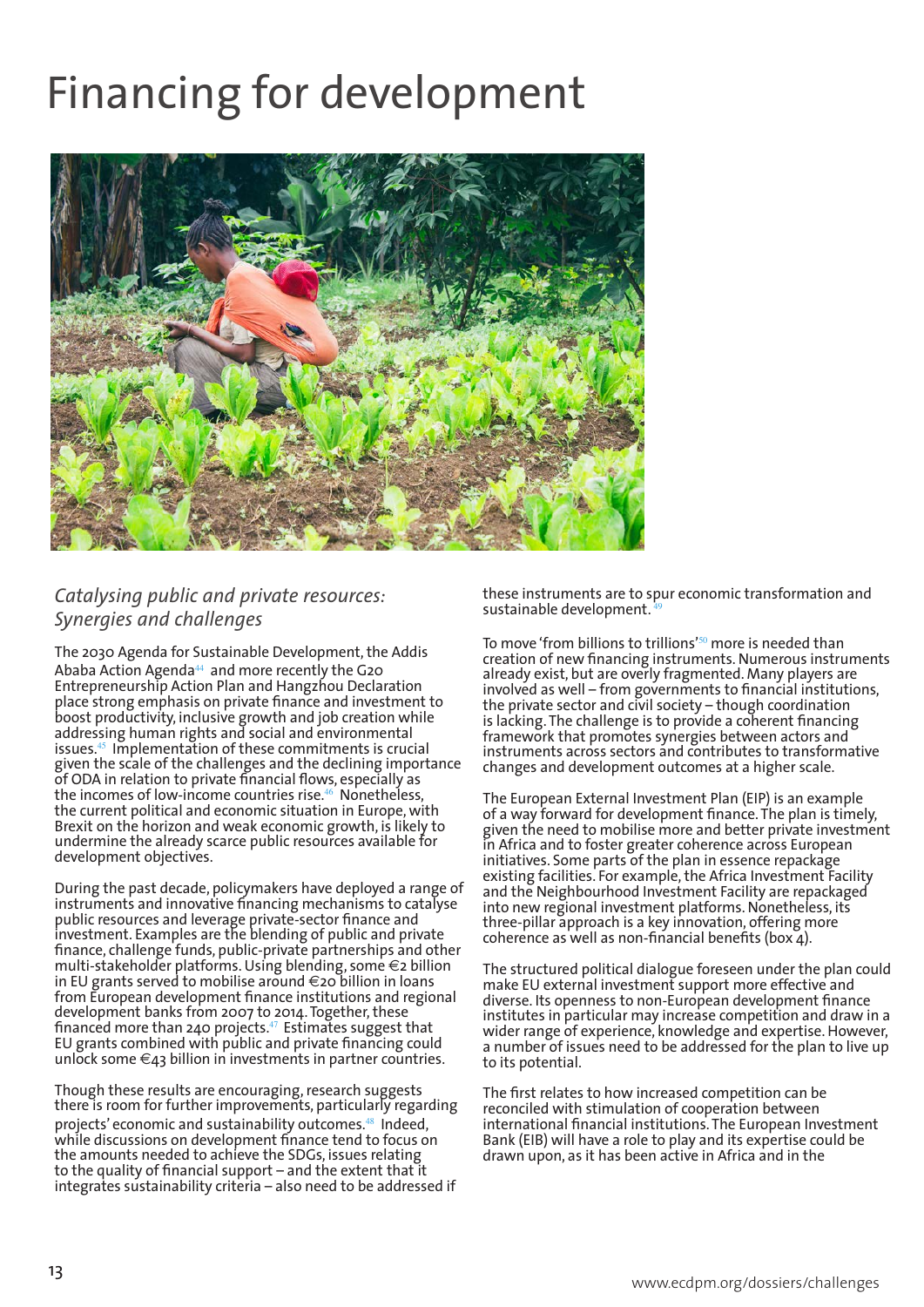# Financing for development

## *Catalysing public and private resources: Synergies and challenges*

The 2030 Agenda for Sustainable Development, the Addis Ababa Action Agenda[44] and more recently the G20 Entrepreneurship Action Plan and Hangzhou Declaration place strong emphasis on private finance and investment to boost productivity, inclusive growth and job creation while addressing human rights and social and environmental issues.[45] Implementation of these commitments is crucial given the scale of the challenges and the declining importance of ODA in relation to private financial flows, especially as the incomes of low-income countries rise.[46] Nonetheless, the current political and economic situation in Europe, with Brexit on the horizon and weak economic growth, is likely to undermine the already scarce public resources available for development objectives.

During the past decade, policymakers have deployed a range of instruments and innovative financing mechanisms to catalyse public resources and leverage private-sector finance and investment. Examples are the blending of public and private finance, challenge funds, public-private partnerships and other multi-stakeholder platforms. Using blending, some €2 billion in EU grants served to mobilise around €20 billion in loans from European development finance institutions and regional development banks from 2007 to 2014. Together, these financed more than 240 projects.[47] Estimates suggest that EU grants combined with public and private financing could unlock some €43 billion in investments in partner countries.

Though these results are encouraging, research suggests there is room for further improvements, particularly regarding projects' economic and sustainability outcomes.[48] Indeed, while discussions on development finance tend to focus on the amounts needed to achieve the SDGs, issues relating to the quality of financial support – and the extent that it integrates sustainability criteria – also need to be addressed if these instruments are to spur economic transformation and sustainable development.[49]

To move 'from billions to trillions'[50] more is needed than creation of new financing instruments. Numerous instruments already exist, but are overly fragmented. Many players are involved as well – from governments to financial institutions, the private sector and civil society – though coordination is lacking. The challenge is to provide a coherent financing framework that promotes synergies between actors and instruments across sectors and contributes to transformative changes and development outcomes at a higher scale.

The European External Investment Plan (EIP) is an example of a way forward for development finance. The plan is timely, given the need to mobilise more and better private investment in Africa and to foster greater coherence across European initiatives. Some parts of the plan in essence repackage existing facilities. For example, the Africa Investment Facility and the Neighbourhood Investment Facility are repackaged into new regional investment platforms. Nonetheless, its three-pillar approach is a key innovation, offering more coherence as well as non-financial benefits (box 4).

The structured political dialogue foreseen under the plan could make EU external investment support more effective and diverse. Its openness to non-European development finance institutes in particular may increase competition and draw in a wider range of experience, knowledge and expertise. However, a number of issues need to be addressed for the plan to live up to its potential.

The first relates to how increased competition can be reconciled with stimulation of cooperation between international financial institutions. The European Investment Bank (EIB) will have a role to play and its expertise could be drawn upon, as it has been active in Africa and in the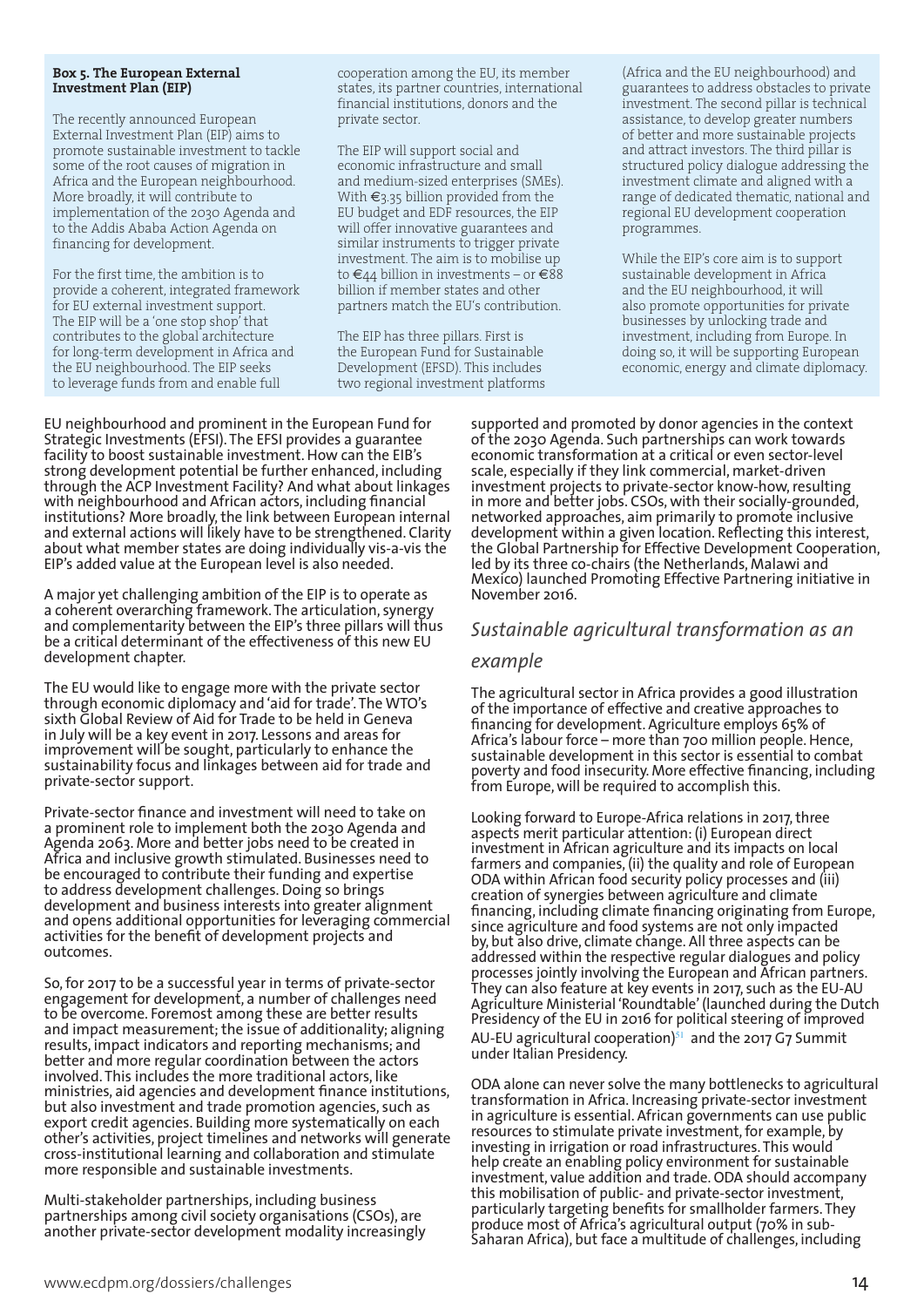**Box 5. The European External Investment Plan (EIP)**

The recently announced European External Investment Plan (EIP) aims to promote sustainable investment to tackle some of the root causes of migration in Africa and the European neighbourhood. More broadly, it will contribute to implementation of the 2030 Agenda and to the Addis Ababa Action Agenda on financing for development.

For the first time, the ambition is to provide a coherent, integrated framework for EU external investment support. The EIP will be a 'one stop shop' that contributes to the global architecture for long-term development in Africa and the EU neighbourhood. The EIP seeks to leverage funds from and enable full cooperation among the EU, its member states, its partner countries, international financial institutions, donors and the private sector.

The EIP will support social and economic infrastructure and small and medium-sized enterprises (SMEs). With €3.35 billion provided from the EU budget and EDF resources, the EIP will offer innovative guarantees and similar instruments to trigger private investment. The aim is to mobilise up to €44 billion in investments – or €88 billion if member states and other partners match the EU's contribution.

The EIP has three pillars. First is the European Fund for Sustainable Development (EFSD). This includes two regional investment platforms (Africa and the EU neighbourhood) and guarantees to address obstacles to private investment. The second pillar is technical assistance, to develop greater numbers of better and more sustainable projects and attract investors. The third pillar is structured policy dialogue addressing the investment climate and aligned with a range of dedicated thematic, national and regional EU development cooperation programmes.

While the EIP's core aim is to support sustainable development in Africa and the EU neighbourhood, it will also promote opportunities for private businesses by unlocking trade and investment, including from Europe. In doing so, it will be supporting European economic, energy and climate diplomacy.

EU neighbourhood and prominent in the European Fund for Strategic Investments (EFSI). The EFSI provides a guarantee facility to boost sustainable investment. How can the EIB's strong development potential be further enhanced, including through the ACP Investment Facility? And what about linkages with neighbourhood and African actors, including financial institutions? More broadly, the link between European internal and external actions will likely have to be strengthened. Clarity about what member states are doing individually vis-a-vis the EIP's added value at the European level is also needed.

A major yet challenging ambition of the EIP is to operate as a coherent overarching framework. The articulation, synergy and complementarity between the EIP's three pillars will thus be a critical determinant of the effectiveness of this new EU development chapter.

The EU would like to engage more with the private sector through economic diplomacy and 'aid for trade'. The WTO's sixth Global Review of Aid for Trade to be held in Geneva in July will be a key event in 2017. Lessons and areas for improvement will be sought, particularly to enhance the sustainability focus and linkages between aid for trade and private-sector support.

Private-sector finance and investment will need to take on a prominent role to implement both the 2030 Agenda and Agenda 2063. More and better jobs need to be created in Africa and inclusive growth stimulated. Businesses need to be encouraged to contribute their funding and expertise to address development challenges. Doing so brings development and business interests into greater alignment and opens additional opportunities for leveraging commercial activities for the benefit of development projects and outcomes.

So, for 2017 to be a successful year in terms of private-sector engagement for development, a number of challenges need to be overcome. Foremost among these are better results and impact measurement; the issue of additionality; aligning results, impact indicators and reporting mechanisms; and better and more regular coordination between the actors involved. This includes the more traditional actors, like ministries, aid agencies and development finance institutions, but also investment and trade promotion agencies, such as export credit agencies. Building more systematically on each other's activities, project timelines and networks will generate cross-institutional learning and collaboration and stimulate more responsible and sustainable investments.

Multi-stakeholder partnerships, including business partnerships among civil society organisations (CSOs), are another private-sector development modality increasingly supported and promoted by donor agencies in the context of the 2030 Agenda. Such partnerships can work towards economic transformation at a critical or even sector-level scale, especially if they link commercial, market-driven investment projects to private-sector know-how, resulting in more and better jobs. CSOs, with their socially-grounded, networked approaches, aim primarily to promote inclusive development within a given location. Reflecting this interest, the Global Partnership for Effective Development Cooperation, led by its three co-chairs (the Netherlands, Malawi and Mexico) launched Promoting Effective Partnering initiative in November 2016.

## *Sustainable agricultural transformation as an example*

The agricultural sector in Africa provides a good illustration of the importance of effective and creative approaches to financing for development. Agriculture employs 65% of Africa's labour force – more than 700 million people. Hence, sustainable development in this sector is essential to combat poverty and food insecurity. More effective financing, including from Europe, will be required to accomplish this.

Looking forward to Europe-Africa relations in 2017, three aspects merit particular attention: (i) European direct investment in African agriculture and its impacts on local farmers and companies, (ii) the quality and role of European ODA within African food security policy processes and (iii) creation of synergies between agriculture and climate financing, including climate financing originating from Europe, since agriculture and food systems are not only impacted by, but also drive, climate change. All three aspects can be addressed within the respective regular dialogues and policy processes jointly involving the European and African partners. They can also feature at key events in 2017, such as the EU-AU Agriculture Ministerial 'Roundtable' (launched during the Dutch Presidency of the EU in 2016 for political steering of improved AU-EU agricultural cooperation)[51] and the 2017 G7 Summit under Italian Presidency.

ODA alone can never solve the many bottlenecks to agricultural transformation in Africa. Increasing private-sector investment in agriculture is essential. African governments can use public resources to stimulate private investment, for example, by investing in irrigation or road infrastructures. This would help create an enabling policy environment for sustainable investment, value addition and trade. ODA should accompany this mobilisation of public- and private-sector investment, particularly targeting benefits for smallholder farmers. They produce most of Africa's agricultural output (70% in sub-Saharan Africa), but face a multitude of challenges, including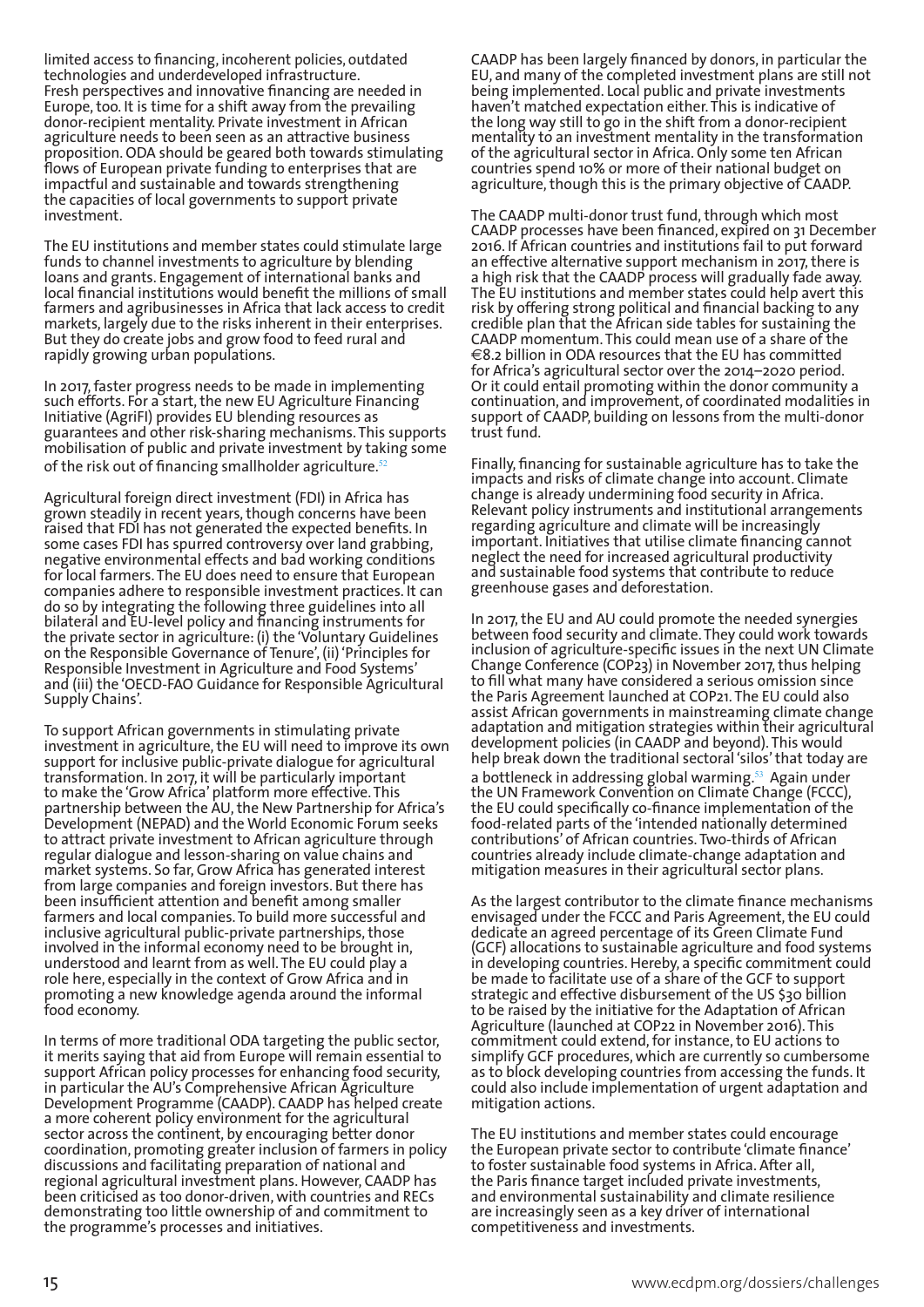limited access to financing, incoherent policies, outdated technologies and underdeveloped infrastructure. Fresh perspectives and innovative financing are needed in Europe, too. It is time for a shift away from the prevailing donor-recipient mentality. Private investment in African agriculture needs to been seen as an attractive business proposition. ODA should be geared both towards stimulating flows of European private funding to enterprises that are impactful and sustainable and towards strengthening the capacities of local governments to support private investment.

The EU institutions and member states could stimulate large funds to channel investments to agriculture by blending loans and grants. Engagement of international banks and local financial institutions would benefit the millions of small farmers and agribusinesses in Africa that lack access to credit markets, largely due to the risks inherent in their enterprises. But they do create jobs and grow food to feed rural and rapidly growing urban populations.

In 2017, faster progress needs to be made in implementing such efforts. For a start, the new EU Agriculture Financing Initiative (AgriFI) provides EU blending resources as guarantees and other risk-sharing mechanisms. This supports mobilisation of public and private investment by taking some of the risk out of financing smallholder agriculture.[52]

Agricultural foreign direct investment (FDI) in Africa has grown steadily in recent years, though concerns have been raised that FDI has not generated the expected benefits. In some cases FDI has spurred controversy over land grabbing, negative environmental effects and bad working conditions for local farmers. The EU does need to ensure that European companies adhere to responsible investment practices. It can do so by integrating the following three guidelines into all bilateral and EU-level policy and financing instruments for the private sector in agriculture: (i) the 'Voluntary Guidelines on the Responsible Governance of Tenure', (ii) 'Principles for Responsible Investment in Agriculture and Food Systems' and (iii) the 'OECD-FAO Guidance for Responsible Agricultural Supply Chains'.

To support African governments in stimulating private investment in agriculture, the EU will need to improve its own support for inclusive public-private dialogue for agricultural transformation. In 2017, it will be particularly important to make the 'Grow Africa' platform more effective. This partnership between the AU, the New Partnership for Africa's Development (NEPAD) and the World Economic Forum seeks to attract private investment to African agriculture through regular dialogue and lesson-sharing on value chains and market systems. So far, Grow Africa has generated interest from large companies and foreign investors. But there has been insufficient attention and benefit among smaller farmers and local companies. To build more successful and inclusive agricultural public-private partnerships, those involved in the informal economy need to be brought in, understood and learnt from as well. The EU could play a role here, especially in the context of Grow Africa and in promoting a new knowledge agenda around the informal food economy.

In terms of more traditional ODA targeting the public sector, it merits saying that aid from Europe will remain essential to support African policy processes for enhancing food security, in particular the AU's Comprehensive African Agriculture Development Programme (CAADP). CAADP has helped create a more coherent policy environment for the agricultural sector across the continent, by encouraging better donor coordination, promoting greater inclusion of farmers in policy discussions and facilitating preparation of national and regional agricultural investment plans. However, CAADP has been criticised as too donor-driven, with countries and RECs demonstrating too little ownership of and commitment to the programme's processes and initiatives.

CAADP has been largely financed by donors, in particular the EU, and many of the completed investment plans are still not being implemented. Local public and private investments haven't matched expectation either. This is indicative of the long way still to go in the shift from a donor-recipient mentality to an investment mentality in the transformation of the agricultural sector in Africa. Only some ten African countries spend 10% or more of their national budget on agriculture, though this is the primary objective of CAADP.

The CAADP multi-donor trust fund, through which most CAADP processes have been financed, expired on 31 December 2016. If African countries and institutions fail to put forward an effective alternative support mechanism in 2017, there is a high risk that the CAADP process will gradually fade away. The EU institutions and member states could help avert this risk by offering strong political and financial backing to any credible plan that the African side tables for sustaining the CAADP momentum. This could mean use of a share of the €8.2 billion in ODA resources that the EU has committed for Africa's agricultural sector over the 2014–2020 period. Or it could entail promoting within the donor community a continuation, and improvement, of coordinated modalities in support of CAADP, building on lessons from the multi-donor trust fund.

Finally, financing for sustainable agriculture has to take the impacts and risks of climate change into account. Climate change is already undermining food security in Africa. Relevant policy instruments and institutional arrangements regarding agriculture and climate will be increasingly important. Initiatives that utilise climate financing cannot neglect the need for increased agricultural productivity and sustainable food systems that contribute to reduce greenhouse gases and deforestation.

In 2017, the EU and AU could promote the needed synergies between food security and climate. They could work towards inclusion of agriculture-specific issues in the next UN Climate Change Conference (COP23) in November 2017, thus helping to fill what many have considered a serious omission since the Paris Agreement launched at COP21. The EU could also assist African governments in mainstreaming climate change adaptation and mitigation strategies within their agricultural development policies (in CAADP and beyond). This would help break down the traditional sectoral 'silos' that today are a bottleneck in addressing global warming.[53] Again under the UN Framework Convention on Climate Change (FCCC), the EU could specifically co-finance implementation of the food-related parts of the 'intended nationally determined contributions' of African countries. Two-thirds of African countries already include climate-change adaptation and mitigation measures in their agricultural sector plans.

As the largest contributor to the climate finance mechanisms envisaged under the FCCC and Paris Agreement, the EU could dedicate an agreed percentage of its Green Climate Fund (GCF) allocations to sustainable agriculture and food systems in developing countries. Hereby, a specific commitment could be made to facilitate use of a share of the GCF to support strategic and effective disbursement of the US $30 billion to be raised by the initiative for the Adaptation of African Agriculture (launched at COP22 in November 2016). This commitment could extend, for instance, to EU actions to simplify GCF procedures, which are currently so cumbersome as to block developing countries from accessing the funds. It could also include implementation of urgent adaptation and mitigation actions.

The EU institutions and member states could encourage the European private sector to contribute 'climate finance' to foster sustainable food systems in Africa. After all, the Paris finance target included private investments, and environmental sustainability and climate resilience are increasingly seen as a key driver of international competitiveness and investments.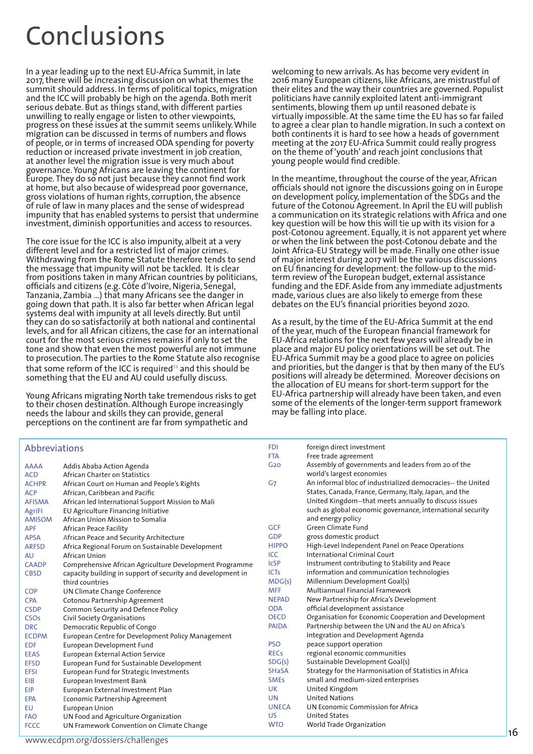# Conclusions

In a year leading up to the next EU-Africa Summit, in late 2017, there will be increasing discussion on what themes the summit should address. In terms of political topics, migration and the ICC will probably be high on the agenda. Both merit serious debate. But as things stand, with different parties unwilling to really engage or listen to other viewpoints, progress on these issues at the summit seems unlikely. While migration can be discussed in terms of numbers and flows of people, or in terms of increased ODA spending for poverty reduction or increased private investment in job creation, at another level the migration issue is very much about governance. Young Africans are leaving the continent for Europe. They do so not just because they cannot find work at home, but also because of widespread poor governance, gross violations of human rights, corruption, the absence of rule of law in many places and the sense of widespread impunity that has enabled systems to persist that undermine investment, diminish opportunities and access to resources.

The core issue for the ICC is also impunity, albeit at a very different level and for a restricted list of major crimes. Withdrawing from the Rome Statute therefore tends to send the message that impunity will not be tackled. It is clear from positions taken in many African countries by politicians, officials and citizens (e.g. Côte d'Ivoire, Nigeria, Senegal, Tanzania, Zambia ...) that many Africans see the danger in going down that path. It is also far better when African legal systems deal with impunity at all levels directly. But until they can do so satisfactorily at both national and continental levels, and for all African citizens, the case for an international court for the most serious crimes remains if only to set the tone and show that even the most powerful are not immune to prosecution. The parties to the Rome Statute also recognise that some reform of the ICC is required[54] and this should be something that the EU and AU could usefully discuss.

Young Africans migrating North take tremendous risks to get to their chosen destination. Although Europe increasingly needs the labour and skills they can provide, general perceptions on the continent are far from sympathetic and welcoming to new arrivals. As has become very evident in 2016 many European citizens, like Africans, are mistrustful of their elites and the way their countries are governed. Populist politicians have cannily exploited latent anti-immigrant sentiments, blowing them up until reasoned debate is virtually impossible. At the same time the EU has so far failed to agree a clear plan to handle migration. In such a context on both continents it is hard to see how a heads of government meeting at the 2017 EU-Africa Summit could really progress on the theme of 'youth' and reach joint conclusions that young people would find credible.

In the meantime, throughout the course of the year, African officials should not ignore the discussions going on in Europe on development policy, implementation of the SDGs and the future of the Cotonou Agreement. In April the EU will publish a communication on its strategic relations with Africa and one key question will be how this will tie up with its vision for a post-Cotonou agreement. Equally, it is not apparent yet where or when the link between the post-Cotonou debate and the Joint Africa-EU Strategy will be made. Finally one other issue of major interest during 2017 will be the various discussions on EU financing for development: the follow-up to the mid-term review of the European budget, external assistance funding and the EDF. Aside from any immediate adjustments made, various clues are also likely to emerge from these debates on the EU's financial priorities beyond 2020.

As a result, by the time of the EU-Africa Summit at the end of the year, much of the European financial framework for EU-Africa relations for the next few years will already be in place and major EU policy orientations will be set out. The EU-Africa Summit may be a good place to agree on policies and priorities, but the danger is that by then many of the EU's positions will already be determined. Moreover decisions on the allocation of EU means for short-term support for the EU-Africa partnership will already have been taken, and even some of the elements of the longer-term support framework may be falling into place.

## Abbreviations

| Abbreviation | Meaning |
|---|---|
| AAAA | Addis Ababa Action Agenda |
| ACD | African Charter on Statistics |
| ACHPR | African Court on Human and People's Rights |
| ACP | African, Caribbean and Pacific |
| AFISMA | African led International Support Mission to Mali |
| AgriFI | EU Agriculture Financing Initiative |
| AMISOM | African Union Mission to Somalia |
| APF | African Peace Facility |
| APSA | African Peace and Security Architecture |
| ARFSD | Africa Regional Forum on Sustainable Development |
| AU | African Union |
| CAADP | Comprehensive African Agriculture Development Programme |
| CBSD | capacity building in support of security and development in third countries |
| COP | UN Climate Change Conference |
| CPA | Cotonou Partnership Agreement |
| CSDP | Common Security and Defence Policy |
| CSOs | Civil Society Organisations |
| DRC | Democratic Republic of Congo |
| ECDPM | European Centre for Development Policy Management |
| EDF | European Development Fund |
| EEAS | European External Action Service |
| EFSD | European Fund for Sustainable Development |
| EFSI | European Fund for Strategic Investments |
| EIB | European Investment Bank |
| EIP | European External Investment Plan |
| EPA | Economic Partnership Agreement |
| EU | European Union |
| FAO | UN Food and Agriculture Organization |
| FCCC | UN Framework Convention on Climate Change |
| FDI | foreign direct investment |
| FTA | Free trade agreement |
| G20 | Assembly of governments and leaders from 20 of the world's largest economies |
| G7 | An informal bloc of industrialized democracies-- the United States, Canada, France, Germany, Italy, Japan, and the United Kingdom--that meets annually to discuss issues such as global economic governance, international security and energy policy |
| GCF | Green Climate Fund |
| GDP | gross domestic product |
| HIPPO | High-Level Independent Panel on Peace Operations |
| ICC | International Criminal Court |
| IcSP | Instrument contributing to Stability and Peace |
| ICTs | information and communication technologies |
| MDG(s) | Millennium Development Goal(s) |
| MFF | Multiannual Financial Framework |
| NEPAD | New Partnership for Africa's Development |
| ODA | official development assistance |
| OECD | Organisation for Economic Cooperation and Development |
| PAIDA | Partnership between the UN and the AU on Africa's Integration and Development Agenda |
| PSO | peace support operation |
| RECs | regional economic communities |
| SDG(s) | Sustainable Development Goal(s) |
| SHaSA | Strategy for the Harmonisation of Statistics in Africa |
| SMEs | small and medium-sized enterprises |
| UK | United Kingdom |
| UN | United Nations |
| UNECA | UN Economic Commission for Africa |
| US | United States |
| WTO | World Trade Organization |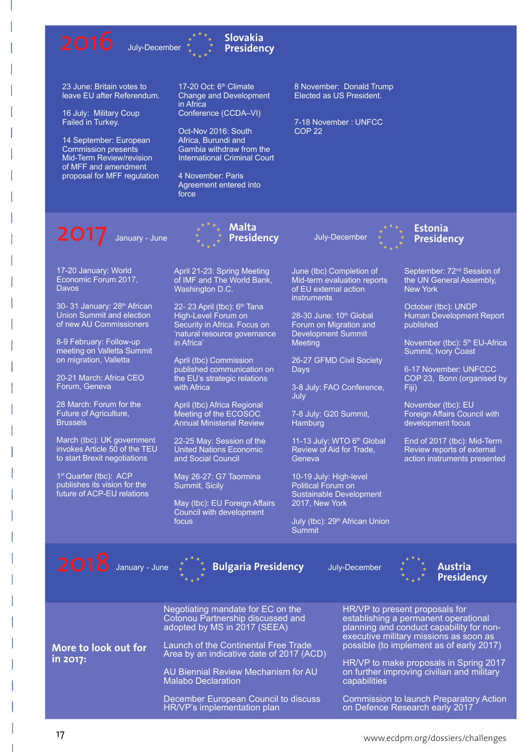## 2016

July-December — **Slovakia Presidency**

23 June: Britain votes to leave EU after Referendum.

16 July: Military Coup Failed in Turkey.

14 September: European Commission presents Mid-Term Review/revision of MFF and amendment proposal for MFF regulation

17-20 Oct: 6th Climate Change and Development in Africa Conference (CCDA–VI)

Oct-Nov 2016: South Africa, Burundi and Gambia withdraw from the International Criminal Court

4 November: Paris Agreement entered into force

8 November: Donald Trump Elected as US President.

7-18 November : UNFCC COP 22

## 2017

January - June — **Malta Presidency**

17-20 January: World Economic Forum 2017, Davos

30- 31 January: 28th African Union Summit and election of new AU Commissioners

8-9 February: Follow-up meeting on Valletta Summit on migration, Valletta

20-21 March: Africa CEO Forum, Geneva

28 March: Forum for the Future of Agriculture, Brussels

March (tbc): UK government invokes Article 50 of the TEU to start Brexit negotiations

1st Quarter (tbc): ACP publishes its vision for the future of ACP-EU relations

April 21-23: Spring Meeting of IMF and The World Bank, Washington D.C.

22- 23 April (tbc): 6th Tana High-Level Forum on Security in Africa. Focus on 'natural resource governance in Africa'

April (tbc) Commission published communication on the EU's strategic relations with Africa

April (tbc) Africa Regional Meeting of the ECOSOC Annual Ministerial Review

22-25 May: Session of the United Nations Economic and Social Council

May 26-27: G7 Taormina Summit, Sicily

May (tbc): EU Foreign Affairs Council with development focus

July-December — **Estonia Presidency**

June (tbc) Completion of Mid-term evaluation reports of EU external action instruments

28-30 June: 10th Global Forum on Migration and Development Summit Meeting

26-27 GFMD Civil Society Days

3-8 July: FAO Conference, July

7-8 July: G20 Summit, Hamburg

11-13 July: WTO 6th Global Review of Aid for Trade, Geneva

10-19 July: High-level Political Forum on Sustainable Development 2017, New York

July (tbc): 29th African Union Summit

September: 72nd Session of the UN General Assembly, New York

October (tbc): UNDP Human Development Report published

November (tbc): 5th EU-Africa Summit, Ivory Coast

6-17 November: UNFCCC COP 23, Bonn (organised by Fiji)

November (tbc): EU Foreign Affairs Council with development focus

End of 2017 (tbc): Mid-Term Review reports of external action instruments presented

## 2018

January - June — **Bulgaria Presidency**

July-December — **Austria Presidency**

### More to look out for in 2017:

Negotiating mandate for EC on the Cotonou Partnership discussed and adopted by MS in 2017 (SEEA)

Launch of the Continental Free Trade Area by an indicative date of 2017 (ACD)

AU Biennial Review Mechanism for AU Malabo Declaration

December European Council to discuss HR/VP's implementation plan

HR/VP to present proposals for establishing a permanent operational planning and conduct capability for non-executive military missions as soon as possible (to implement as of early 2017)

HR/VP to make proposals in Spring 2017 on further improving civilian and military capabilities

Commission to launch Preparatory Action on Defence Research early 2017

www.ecdpm.org/dossiers/challenges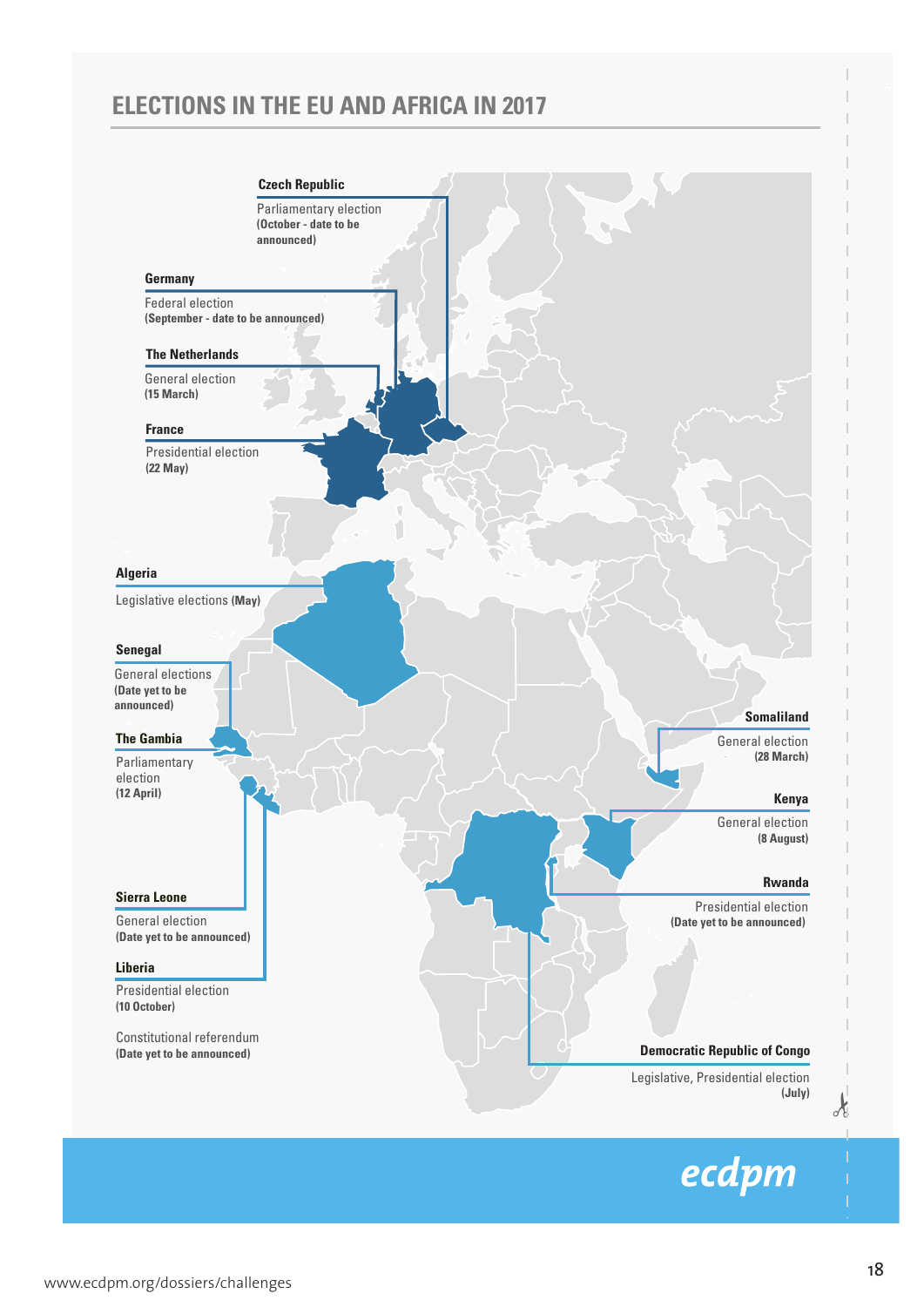## ELECTIONS IN THE EU AND AFRICA IN 2017

**Czech Republic**
Parliamentary election
**(October - date to be announced)**

**Germany**
Federal election
**(September - date to be announced)**

**The Netherlands**
General election
**(15 March)**

**France**
Presidential election
**(22 May)**

**Algeria**
Legislative elections **(May)**

**Senegal**
General elections
**(Date yet to be announced)**

**The Gambia**
Parliamentary election
**(12 April)**

**Sierra Leone**
General election
**(Date yet to be announced)**

**Liberia**
Presidential election
**(10 October)**

Constitutional referendum
**(Date yet to be announced)**

**Somaliland**
General election
**(28 March)**

**Kenya**
General election
**(8 August)**

**Rwanda**
Presidential election
**(Date yet to be announced)**

**Democratic Republic of Congo**
Legislative, Presidential election
**(July)**

ecdpm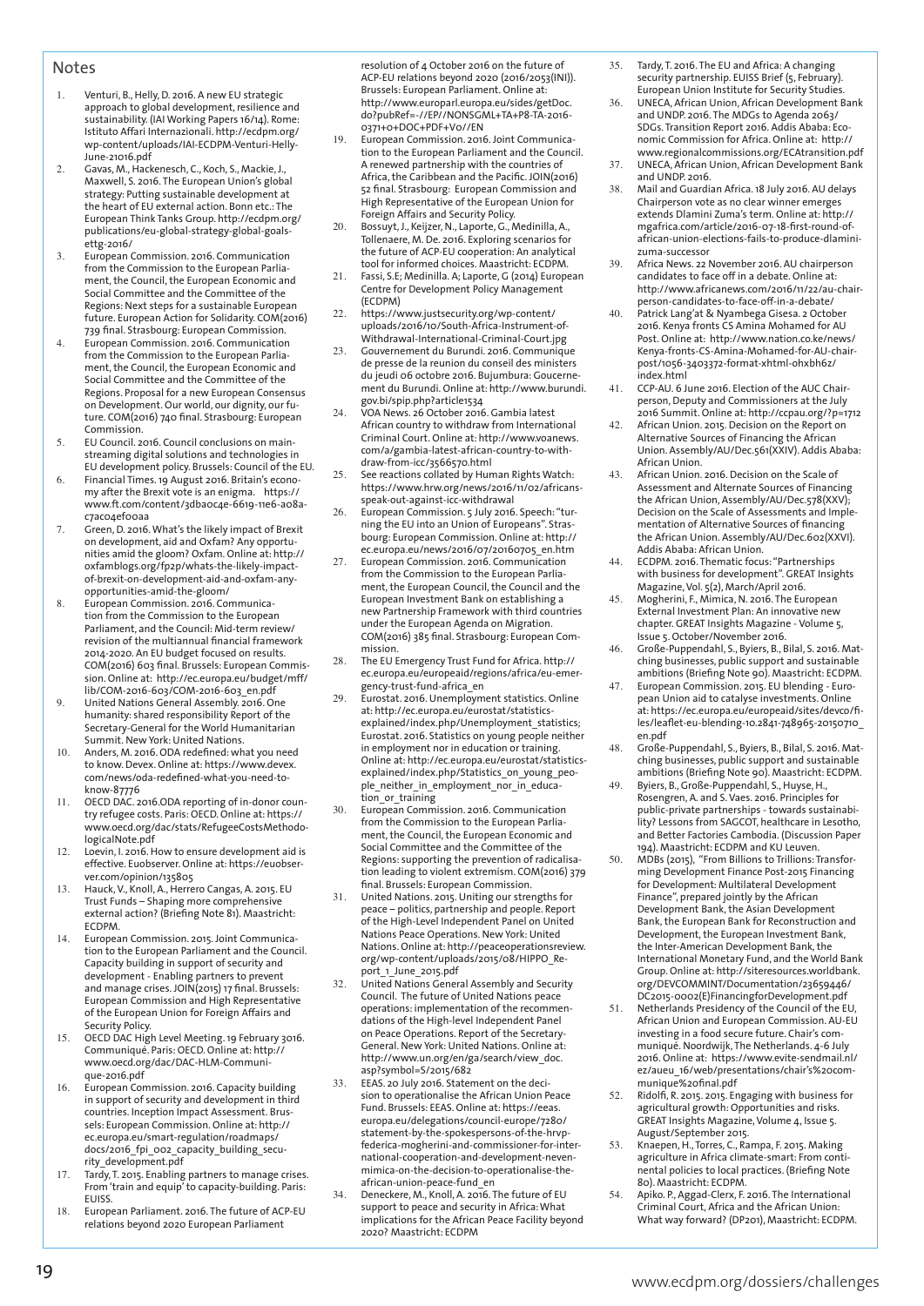## Notes

1. Venturi, B., Helly, D. 2016. A new EU strategic approach to global development, resilience and sustainability. (IAI Working Papers 16/14). Rome: Istituto Affari Internazionali. http://ecdpm.org/wp-content/uploads/IAI-ECDPM-Venturi-Helly-June-21016.pdf
2. Gavas, M., Hackenesch, C., Koch, S., Mackie, J., Maxwell, S. 2016. The European Union's global strategy: Putting sustainable development at the heart of EU external action. Bonn etc.: The European Think Tanks Group. http://ecdpm.org/publications/eu-global-strategy-global-goals-ettg-2016/
3. European Commission. 2016. Communication from the Commission to the European Parliament, the Council, the European Economic and Social Committee and the Committee of the Regions: Next steps for a sustainable European future. European Action for Solidarity. COM(2016) 739 final. Strasbourg: European Commission.
4. European Commission. 2016. Communication from the Commission to the European Parliament, the Council, the European Economic and Social Committee and the Committee of the Regions. Proposal for a new European Consensus on Development. Our world, our dignity, our future. COM(2016) 740 final. Strasbourg: European Commission.
5. EU Council. 2016. Council conclusions on mainstreaming digital solutions and technologies in EU development policy. Brussels: Council of the EU.
6. Financial Times. 19 August 2016. Britain's economy after the Brexit vote is an enigma. https://www.ft.com/content/3dba0c4e-6619-11e6-a08a-c7ac04ef00aa
7. Green, D. 2016. What's the likely impact of Brexit on development, aid and Oxfam? Any opportunities amid the gloom? Oxfam. Online at: http://oxfamblogs.org/fp2p/whats-the-likely-impact-of-brexit-on-development-aid-and-oxfam-any-opportunities-amid-the-gloom/
8. European Commission. 2016. Communication from the Commission to the European Parliament, and the Council: Mid-term review/revision of the multiannual financial framework 2014-2020. An EU budget focused on results. COM(2016) 603 final. Brussels: European Commission. Online at: http://ec.europa.eu/budget/mff/lib/COM-2016-603/COM-2016-603_en.pdf
9. United Nations General Assembly. 2016. One humanity: shared responsibility Report of the Secretary-General for the World Humanitarian Summit. New York: United Nations.
10. Anders, M. 2016. ODA redefined: what you need to know. Devex. Online at: https://www.devex.com/news/oda-redefined-what-you-need-to-know-87776
11. OECD DAC. 2016.ODA reporting of in-donor country refugee costs. Paris: OECD. Online at: https://www.oecd.org/dac/stats/RefugeeCostsMethodologicalNote.pdf
12. Loevin, I. 2016. How to ensure development aid is effective. Euobserver. Online at: https://euobserver.com/opinion/135805
13. Hauck, V., Knoll, A., Herrero Cangas, A. 2015. EU Trust Funds – Shaping more comprehensive external action? (Briefing Note 81). Maastricht: ECDPM.
14. European Commission. 2015. Joint Communication to the European Parliament and the Council. Capacity building in support of security and development - Enabling partners to prevent and manage crises. JOIN(2015) 17 final. Brussels: European Commission and High Representative of the European Union for Foreign Affairs and Security Policy.
15. OECD DAC High Level Meeting. 19 February 3016. Communiqué. Paris: OECD. Online at: http://www.oecd.org/dac/DAC-HLM-Communique-2016.pdf
16. European Commission. 2016. Capacity building in support of security and development in third countries. Inception Impact Assessment. Brussels: European Commission. Online at: http://ec.europa.eu/smart-regulation/roadmaps/docs/2016_fpi_002_capacity_building_security_development.pdf
17. Tardy, T. 2015. Enabling partners to manage crises. From 'train and equip' to capacity-building. Paris: EUISS.
18. European Parliament. 2016. The future of ACP-EU relations beyond 2020 European Parliament resolution of 4 October 2016 on the future of ACP-EU relations beyond 2020 (2016/2053(INI)). Brussels: European Parliament. Online at: http://www.europarl.europa.eu/sides/getDoc.do?pubRef=-//EP//NONSGML+TA+P8-TA-2016-0371+0+DOC+PDF+V0//EN
19. European Commission. 2016. Joint Communication to the European Parliament and the Council. A renewed partnership with the countries of Africa, the Caribbean and the Pacific. JOIN(2016) 52 final. Strasbourg: European Commission and High Representative of the European Union for Foreign Affairs and Security Policy.
20. Bossuyt, J., Keijzer, N., Laporte, G., Medinilla, A., Tollenaere, M. De. 2016. Exploring scenarios for the future of ACP-EU cooperation: An analytical tool for informed choices. Maastricht: ECDPM.
21. Fassi, S.E; Medinilla. A; Laporte, G (2014) European Centre for Development Policy Management (ECDPM)
22. https://www.justsecurity.org/wp-content/uploads/2016/10/South-Africa-Instrument-of-Withdrawal-International-Criminal-Court.jpg
23. Gouvernement du Burundi. 2016. Communique de presse de la reunion du conseil des ministers du jeudi 06 octobre 2016. Bujumbura: Goucernement du Burundi. Online at: http://www.burundi.gov.bi/spip.php?article1534
24. VOA News. 26 October 2016. Gambia latest African country to withdraw from International Criminal Court. Online at: http://www.voanews.com/a/gambia-latest-african-country-to-withdraw-from-icc/3566570.html
25. See reactions collated by Human Rights Watch: https://www.hrw.org/news/2016/11/02/africans-speak-out-against-icc-withdrawal
26. European Commission. 5 July 2016. Speech: "turning the EU into an Union of Europeans". Strasbourg: European Commission. Online at: http://ec.europa.eu/news/2016/07/20160705_en.htm
27. European Commission. 2016. Communication from the Commission to the European Parliament, the European Council, the Council and the European Investment Bank on establishing a new Partnership Framework with third countries under the European Agenda on Migration. COM(2016) 385 final. Strasbourg: European Commission.
28. The EU Emergency Trust Fund for Africa. http://ec.europa.eu/europeaid/regions/africa/eu-emergency-trust-fund-africa_en
29. Eurostat. 2016. Unemployment statistics. Online at: http://ec.europa.eu/eurostat/statistics-explained/index.php/Unemployment_statistics; Eurostat. 2016. Statistics on young people neither in employment nor in education or training. Online at: http://ec.europa.eu/eurostat/statistics-explained/index.php/Statistics_on_young_people_neither_in_employment_nor_in_education_or_training
30. European Commission. 2016. Communication from the Commission to the European Parliament, the Council, the European Economic and Social Committee and the Committee of the Regions: supporting the prevention of radicalisation leading to violent extremism. COM(2016) 379 final. Brussels: European Commission.
31. United Nations. 2015. Uniting our strengths for peace – politics, partnership and people. Report of the High-Level Independent Panel on United Nations Peace Operations. New York: United Nations. Online at: http://peaceoperationsreview.org/wp-content/uploads/2015/08/HIPPO_Report_1_June_2015.pdf
32. United Nations General Assembly and Security Council. The future of United Nations peace operations: implementation of the recommendations of the High-level Independent Panel on Peace Operations. Report of the Secretary-General. New York: United Nations. Online at: http://www.un.org/en/ga/search/view_doc.asp?symbol=S/2015/682
33. EEAS. 20 July 2016. Statement on the decision to operationalise the African Union Peace Fund. Brussels: EEAS. Online at: https://eeas.europa.eu/delegations/council-europe/7280/statement-by-the-spokespersons-of-the-hrvp-federica-mogherini-and-commissioner-for-international-cooperation-and-development-neven-mimica-on-the-decision-to-operationalise-the-african-union-peace-fund_en
34. Deneckere, M., Knoll, A. 2016. The future of EU support to peace and security in Africa: What implications for the African Peace Facility beyond 2020? Maastricht: ECDPM
35. Tardy, T. 2016. The EU and Africa: A changing security partnership. EUISS Brief (5, February). European Union Institute for Security Studies.
36. UNECA, African Union, African Development Bank and UNDP. 2016. The MDGs to Agenda 2063/SDGs. Transition Report 2016. Addis Ababa: Economic Commission for Africa. Online at: http://www.regionalcommissions.org/ECAtransition.pdf
37. UNECA, African Union, African Development Bank and UNDP. 2016.
38. Mail and Guardian Africa. 18 July 2016. AU delays Chairperson vote as no clear winner emerges extends Dlamini Zuma's term. Online at: http://mgafrica.com/article/2016-07-18-first-round-of-african-union-elections-fails-to-produce-dlamini-zuma-successor
39. Africa News. 22 November 2016. AU chairperson candidates to face off in a debate. Online at: http://www.africanews.com/2016/11/22/au-chairperson-candidates-to-face-off-in-a-debate/
40. Patrick Lang'at & Nyambega Gisesa. 2 October 2016. Kenya fronts CS Amina Mohamed for AU Post. Online at: http://www.nation.co.ke/news/Kenya-fronts-CS-Amina-Mohamed-for-AU-chair-post/1056-3403372-format-xhtml-ohxbh6z/index.html
41. CCP-AU. 6 June 2016. Election of the AUC Chairperson, Deputy and Commissioners at the July 2016 Summit. Online at: http://ccpau.org/?p=1712
42. African Union. 2015. Decision on the Report on Alternative Sources of Financing the African Union. Assembly/AU/Dec.561(XXIV). Addis Ababa: African Union.
43. African Union. 2016. Decision on the Scale of Assessment and Alternate Sources of Financing the African Union, Assembly/AU/Dec.578(XXV); Decision on the Scale of Assessments and Implementation of Alternative Sources of financing the African Union. Assembly/AU/Dec.602(XXVI). Addis Ababa: African Union.
44. ECDPM. 2016. Thematic focus: "Partnerships with business for development". GREAT Insights Magazine, Vol. 5(2), March/April 2016.
45. Mogherini, F., Mimica, N. 2016. The European External Investment Plan: An innovative new chapter. GREAT Insights Magazine - Volume 5, Issue 5. October/November 2016.
46. Große-Puppendahl, S., Byiers, B., Bilal, S. 2016. Matching businesses, public support and sustainable ambitions (Briefing Note 90). Maastricht: ECDPM.
47. European Commission. 2015. EU blending - European Union aid to catalyse investments. Online at: https://ec.europa.eu/europeaid/sites/devco/files/leaflet-eu-blending-10.2841-748965-20150710_en.pdf
48. Große-Puppendahl, S., Byiers, B., Bilal, S. 2016. Matching businesses, public support and sustainable ambitions (Briefing Note 90). Maastricht: ECDPM.
49. Byiers, B., Große-Puppendahl, S., Huyse, H., Rosengren, A. and S. Vaes. 2016. Principles for public-private partnerships - towards sustainability? Lessons from SAGCOT, healthcare in Lesotho, and Better Factories Cambodia. (Discussion Paper 194). Maastricht: ECDPM and KU Leuven.
50. MDBs (2015), "From Billions to Trillions: Transforming Development Finance Post-2015 Financing for Development: Multilateral Development Finance", prepared jointly by the African Development Bank, the Asian Development Bank, the European Bank for Reconstruction and Development, the European Investment Bank, the Inter-American Development Bank, the International Monetary Fund, and the World Bank Group. Online at: http://siteresources.worldbank.org/DEVCOMMINT/Documentation/23659446/DC2015-0002(E)FinancingforDevelopment.pdf
51. Netherlands Presidency of the Council of the EU, African Union and European Commission. AU-EU investing in a food secure future. Chair's communiqué. Noordwijk, The Netherlands. 4-6 July 2016. Online at: https://www.evite-sendmail.nl/ez/aueu_16/web/presentations/chair's%20communique%20final.pdf
52. Ridolfi, R. 2015. 2015. Engaging with business for agricultural growth: Opportunities and risks. GREAT Insights Magazine, Volume 4, Issue 5. August/September 2015.
53. Knaepen, H., Torres, C., Rampa, F. 2015. Making agriculture in Africa climate-smart: From continental policies to local practices. (Briefing Note 80). Maastricht: ECDPM.
54. Apiko. P., Aggad-Clerx, F. 2016. The International Criminal Court, Africa and the African Union: What way forward? (DP201), Maastricht: ECDPM.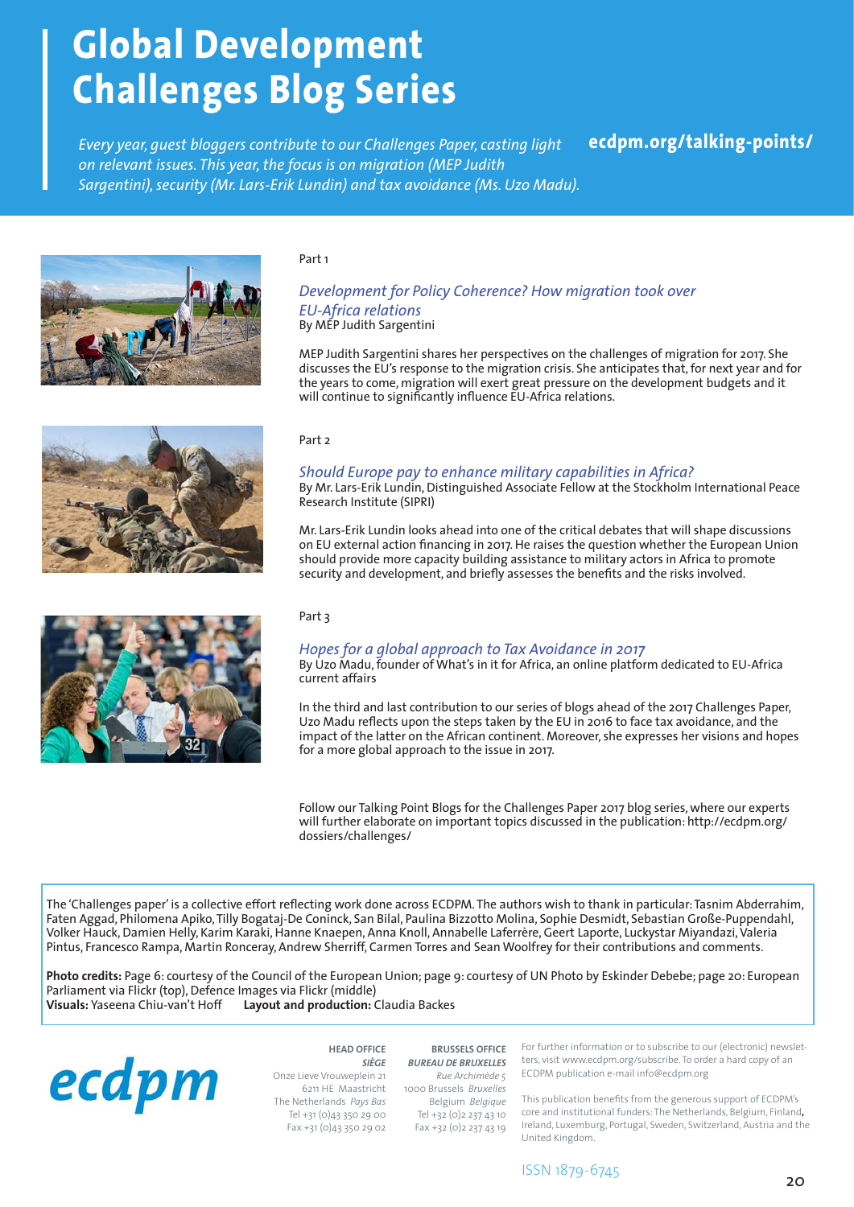# Global Development Challenges Blog Series

*Every year, guest bloggers contribute to our Challenges Paper, casting light on relevant issues. This year, the focus is on migration (MEP Judith Sargentini), security (Mr. Lars-Erik Lundin) and tax avoidance (Ms. Uzo Madu).*

**ecdpm.org/talking-points/**

Part 1

*Development for Policy Coherence? How migration took over EU-Africa relations*
By MEP Judith Sargentini

MEP Judith Sargentini shares her perspectives on the challenges of migration for 2017. She discusses the EU's response to the migration crisis. She anticipates that, for next year and for the years to come, migration will exert great pressure on the development budgets and it will continue to significantly influence EU-Africa relations.

Part 2

*Should Europe pay to enhance military capabilities in Africa?*
By Mr. Lars-Erik Lundin, Distinguished Associate Fellow at the Stockholm International Peace Research Institute (SIPRI)

Mr. Lars-Erik Lundin looks ahead into one of the critical debates that will shape discussions on EU external action financing in 2017. He raises the question whether the European Union should provide more capacity building assistance to military actors in Africa to promote security and development, and briefly assesses the benefits and the risks involved.

Part 3

*Hopes for a global approach to Tax Avoidance in 2017*
By Uzo Madu, founder of What's in it for Africa, an online platform dedicated to EU-Africa current affairs

In the third and last contribution to our series of blogs ahead of the 2017 Challenges Paper, Uzo Madu reflects upon the steps taken by the EU in 2016 to face tax avoidance, and the impact of the latter on the African continent. Moreover, she expresses her visions and hopes for a more global approach to the issue in 2017.

Follow our Talking Point Blogs for the Challenges Paper 2017 blog series, where our experts will further elaborate on important topics discussed in the publication: http://ecdpm.org/dossiers/challenges/

The 'Challenges paper' is a collective effort reflecting work done across ECDPM. The authors wish to thank in particular: Tasnim Abderrahim, Faten Aggad, Philomena Apiko, Tilly Bogataj-De Coninck, San Bilal, Paulina Bizzotto Molina, Sophie Desmidt, Sebastian Große-Puppendahl, Volker Hauck, Damien Helly, Karim Karaki, Hanne Knaepen, Anna Knoll, Annabelle Laferrère, Geert Laporte, Luckystar Miyandazi, Valeria Pintus, Francesco Rampa, Martin Ronceray, Andrew Sherriff, Carmen Torres and Sean Woolfrey for their contributions and comments.

**Photo credits:** Page 6: courtesy of the Council of the European Union; page 9: courtesy of UN Photo by Eskinder Debebe; page 20: European Parliament via Flickr (top), Defence Images via Flickr (middle)
**Visuals:** Yaseena Chiu-van't Hoff **Layout and production:** Claudia Backes

ecdpm

**HEAD OFFICE**
***SIÈGE***
Onze Lieve Vrouweplein 21
6211 HE Maastricht
The Netherlands *Pays Bas*
Tel +31 (0)43 350 29 00
Fax +31 (0)43 350 29 02

**BRUSSELS OFFICE**
***BUREAU DE BRUXELLES***
*Rue Archimède 5*
1000 Brussels *Bruxelles*
Belgium *Belgique*
Tel +32 (0)2 237 43 10
Fax +32 (0)2 237 43 19

For further information or to subscribe to our (electronic) newsletters, visit www.ecdpm.org/subscribe. To order a hard copy of an ECDPM publication e-mail info@ecdpm.org

This publication benefits from the generous support of ECDPM's core and institutional funders: The Netherlands, Belgium, Finland, Ireland, Luxemburg, Portugal, Sweden, Switzerland, Austria and the United Kingdom.

ISSN 1879-6745